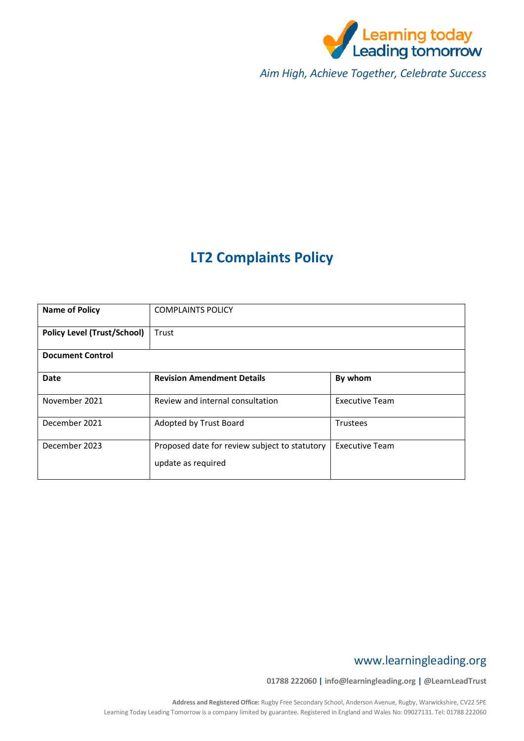Learning today Leading tomorrow

*Aim High, Achieve Together, Celebrate Success*

# LT2 Complaints Policy

| **Name of Policy** | COMPLAINTS POLICY | |
|---|---|---|
| **Policy Level (Trust/School)** | Trust | |
| **Document Control** | | |
| **Date** | **Revision Amendment Details** | **By whom** |
| November 2021 | Review and internal consultation | Executive Team |
| December 2021 | Adopted by Trust Board | Trustees |
| December 2023 | Proposed date for review subject to statutory update as required | Executive Team |

www.learningleading.org

**01788 222060 | info@learningleading.org | @LearnLeadTrust**

**Address and Registered Office:** Rugby Free Secondary School, Anderson Avenue, Rugby, Warwickshire, CV22 5PE
Learning Today Leading Tomorrow is a company limited by guarantee. Registered in England and Wales No: 09027131. Tel: 01788 222060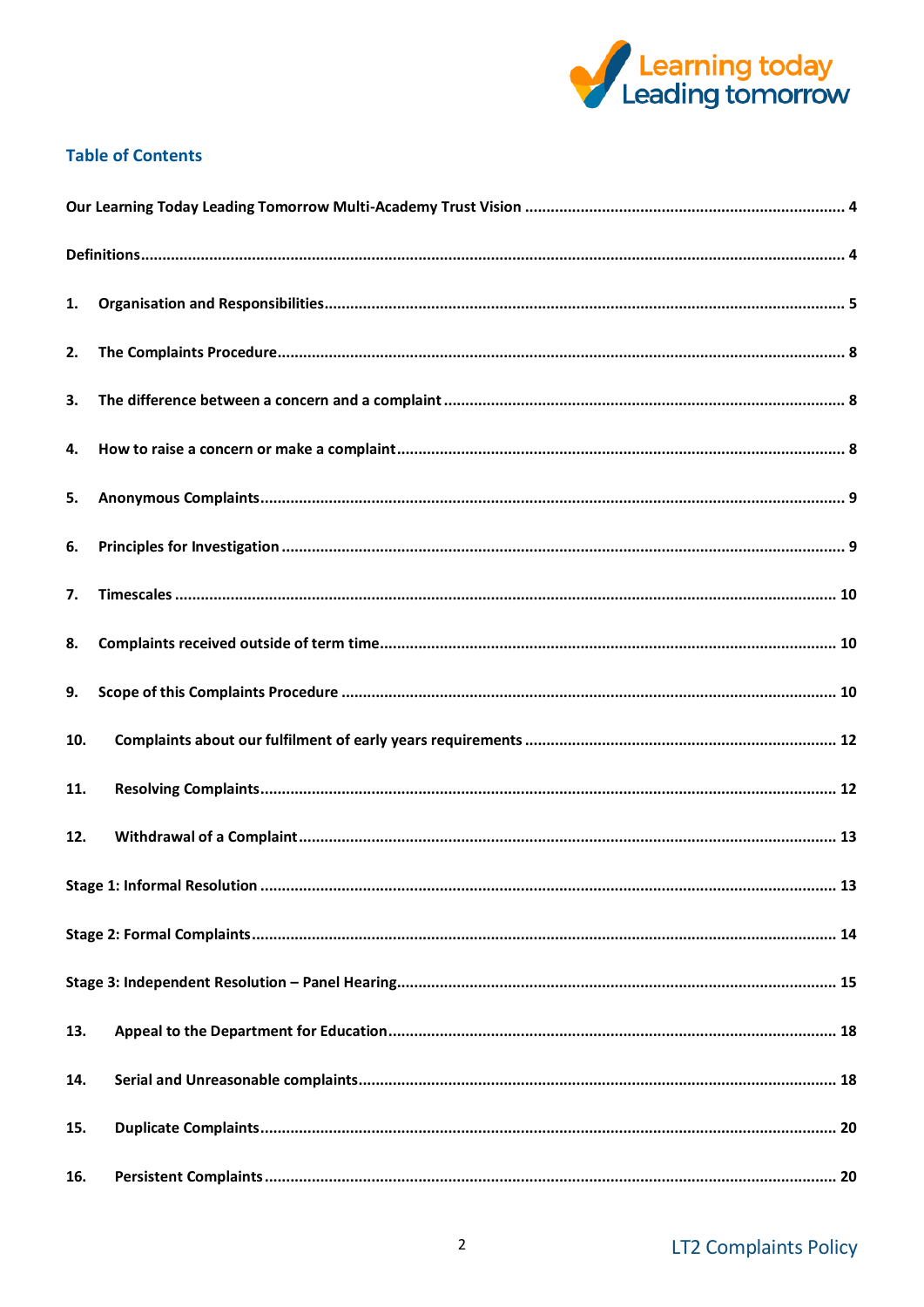## Table of Contents

Our Learning Today Leading Tomorrow Multi-Academy Trust Vision .......... 4

Definitions .......... 4

1. Organisation and Responsibilities .......... 5

2. The Complaints Procedure .......... 8

3. The difference between a concern and a complaint .......... 8

4. How to raise a concern or make a complaint .......... 8

5. Anonymous Complaints .......... 9

6. Principles for Investigation .......... 9

7. Timescales .......... 10

8. Complaints received outside of term time .......... 10

9. Scope of this Complaints Procedure .......... 10

10. Complaints about our fulfilment of early years requirements .......... 12

11. Resolving Complaints .......... 12

12. Withdrawal of a Complaint .......... 13

Stage 1: Informal Resolution .......... 13

Stage 2: Formal Complaints .......... 14

Stage 3: Independent Resolution – Panel Hearing .......... 15

13. Appeal to the Department for Education .......... 18

14. Serial and Unreasonable complaints .......... 18

15. Duplicate Complaints .......... 20

16. Persistent Complaints .......... 20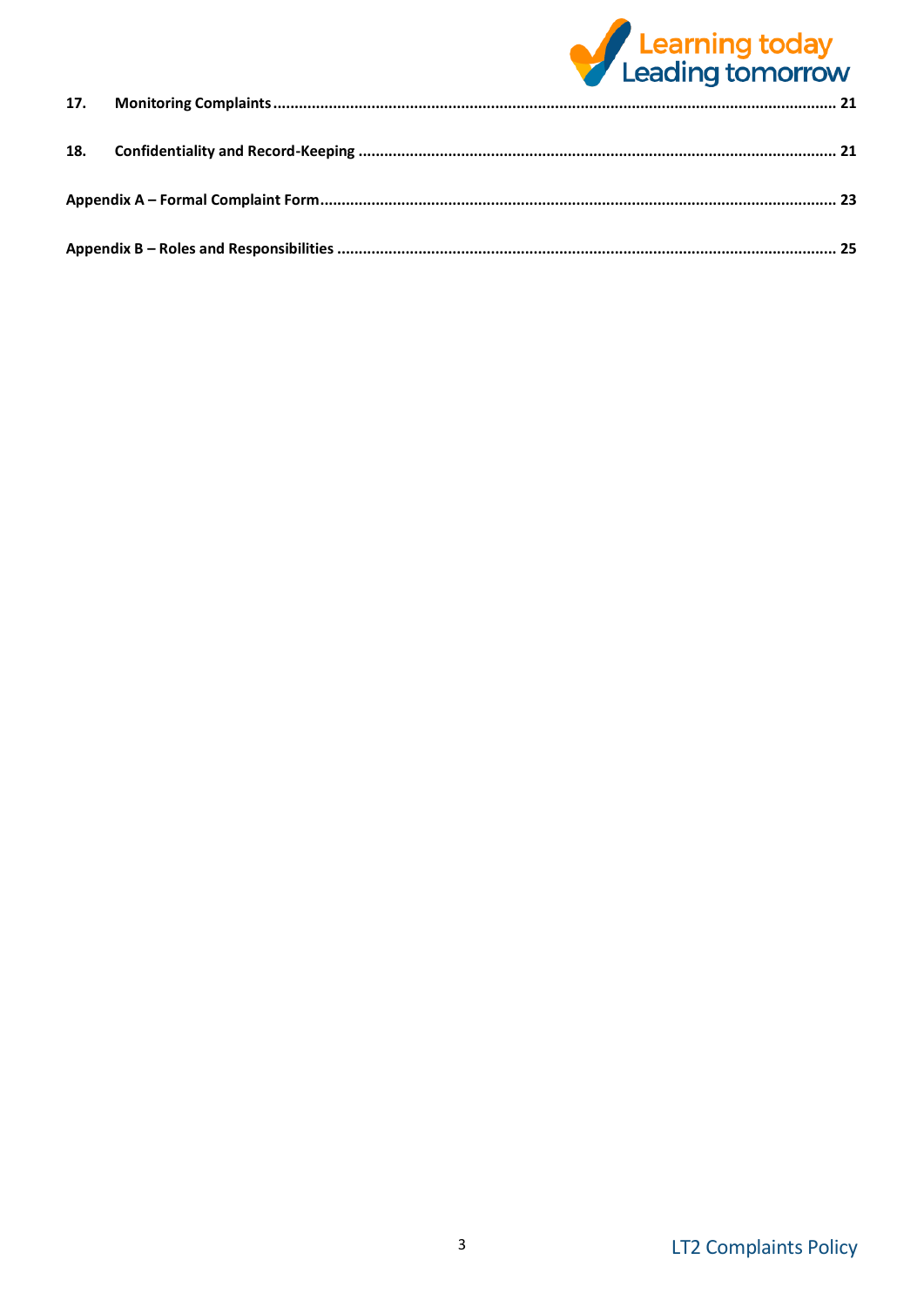| | | |
|---|---|---|
| **17.** | **Monitoring Complaints** | **21** |
| **18.** | **Confidentiality and Record-Keeping** | **21** |
| **Appendix A – Formal Complaint Form** | | **23** |
| **Appendix B – Roles and Responsibilities** | | **25** |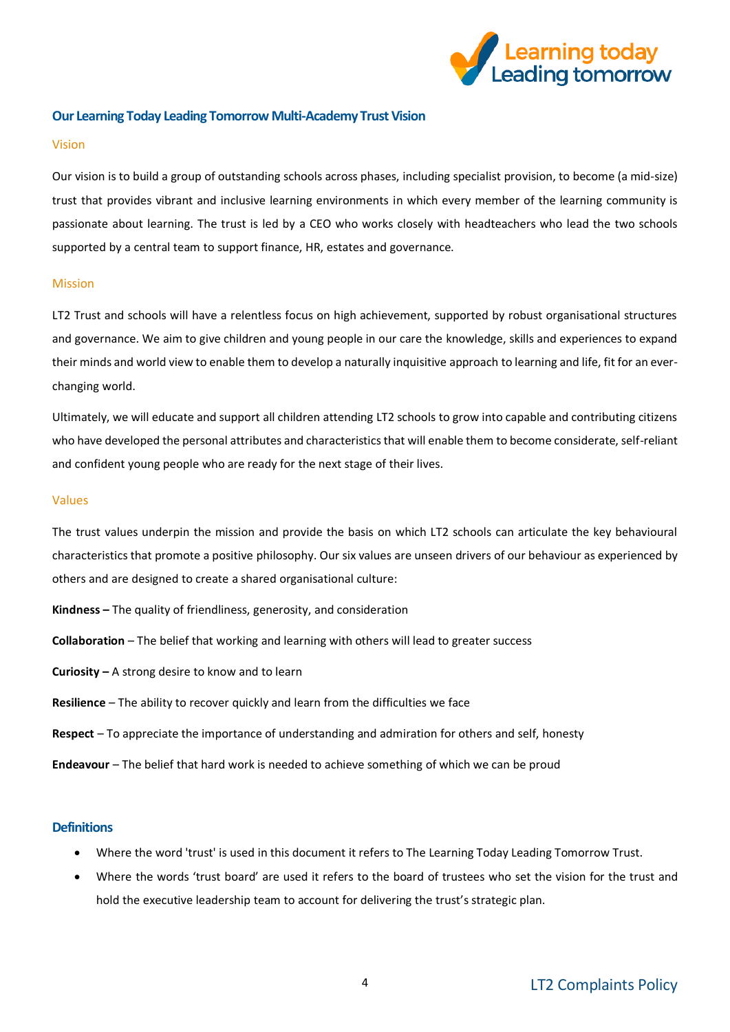## Our Learning Today Leading Tomorrow Multi-Academy Trust Vision

### Vision

Our vision is to build a group of outstanding schools across phases, including specialist provision, to become (a mid-size) trust that provides vibrant and inclusive learning environments in which every member of the learning community is passionate about learning. The trust is led by a CEO who works closely with headteachers who lead the two schools supported by a central team to support finance, HR, estates and governance.

### Mission

LT2 Trust and schools will have a relentless focus on high achievement, supported by robust organisational structures and governance. We aim to give children and young people in our care the knowledge, skills and experiences to expand their minds and world view to enable them to develop a naturally inquisitive approach to learning and life, fit for an ever-changing world.

Ultimately, we will educate and support all children attending LT2 schools to grow into capable and contributing citizens who have developed the personal attributes and characteristics that will enable them to become considerate, self-reliant and confident young people who are ready for the next stage of their lives.

### Values

The trust values underpin the mission and provide the basis on which LT2 schools can articulate the key behavioural characteristics that promote a positive philosophy. Our six values are unseen drivers of our behaviour as experienced by others and are designed to create a shared organisational culture:

**Kindness –** The quality of friendliness, generosity, and consideration

**Collaboration** – The belief that working and learning with others will lead to greater success

**Curiosity –** A strong desire to know and to learn

**Resilience** – The ability to recover quickly and learn from the difficulties we face

**Respect** – To appreciate the importance of understanding and admiration for others and self, honesty

**Endeavour** – The belief that hard work is needed to achieve something of which we can be proud

## Definitions

- Where the word 'trust' is used in this document it refers to The Learning Today Leading Tomorrow Trust.
- Where the words 'trust board' are used it refers to the board of trustees who set the vision for the trust and hold the executive leadership team to account for delivering the trust's strategic plan.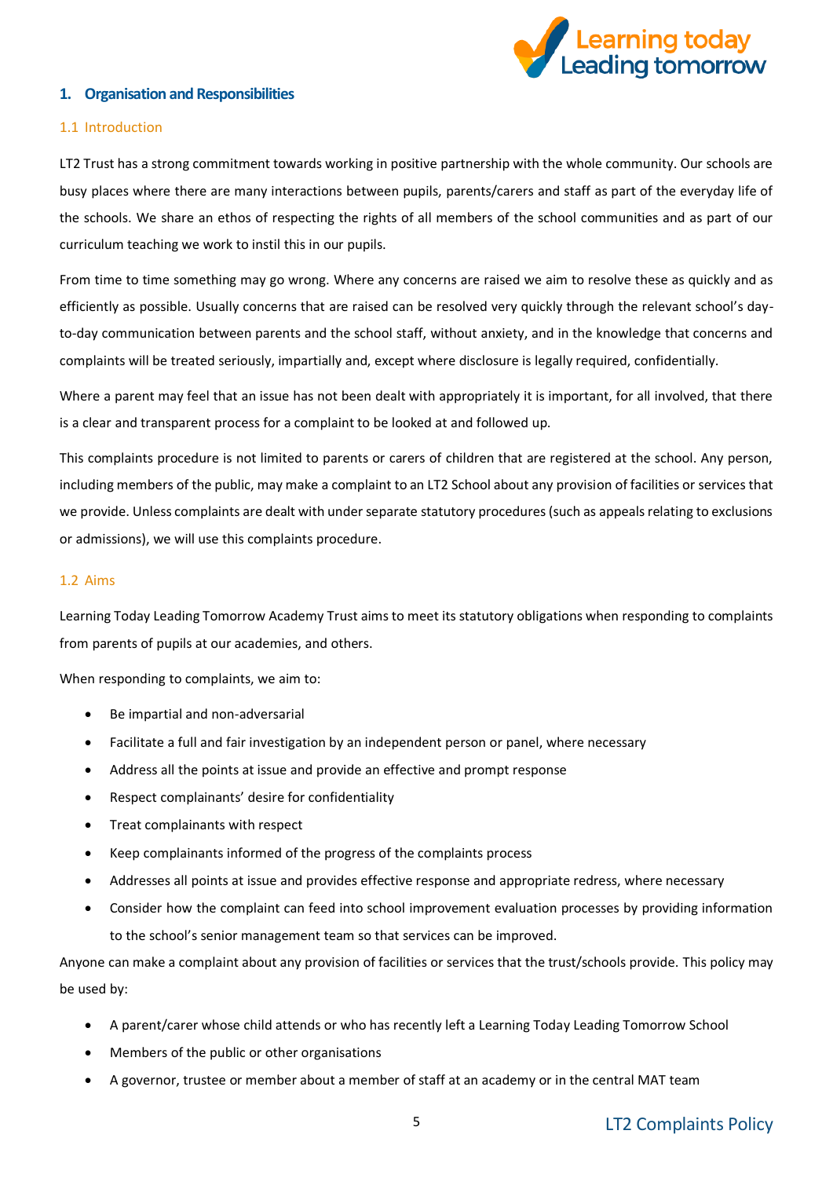## 1. Organisation and Responsibilities

### 1.1 Introduction

LT2 Trust has a strong commitment towards working in positive partnership with the whole community. Our schools are busy places where there are many interactions between pupils, parents/carers and staff as part of the everyday life of the schools. We share an ethos of respecting the rights of all members of the school communities and as part of our curriculum teaching we work to instil this in our pupils.

From time to time something may go wrong. Where any concerns are raised we aim to resolve these as quickly and as efficiently as possible. Usually concerns that are raised can be resolved very quickly through the relevant school's day-to-day communication between parents and the school staff, without anxiety, and in the knowledge that concerns and complaints will be treated seriously, impartially and, except where disclosure is legally required, confidentially.

Where a parent may feel that an issue has not been dealt with appropriately it is important, for all involved, that there is a clear and transparent process for a complaint to be looked at and followed up.

This complaints procedure is not limited to parents or carers of children that are registered at the school. Any person, including members of the public, may make a complaint to an LT2 School about any provision of facilities or services that we provide. Unless complaints are dealt with under separate statutory procedures (such as appeals relating to exclusions or admissions), we will use this complaints procedure.

### 1.2 Aims

Learning Today Leading Tomorrow Academy Trust aims to meet its statutory obligations when responding to complaints from parents of pupils at our academies, and others.

When responding to complaints, we aim to:

- Be impartial and non-adversarial
- Facilitate a full and fair investigation by an independent person or panel, where necessary
- Address all the points at issue and provide an effective and prompt response
- Respect complainants' desire for confidentiality
- Treat complainants with respect
- Keep complainants informed of the progress of the complaints process
- Addresses all points at issue and provides effective response and appropriate redress, where necessary
- Consider how the complaint can feed into school improvement evaluation processes by providing information to the school's senior management team so that services can be improved.

Anyone can make a complaint about any provision of facilities or services that the trust/schools provide. This policy may be used by:

- A parent/carer whose child attends or who has recently left a Learning Today Leading Tomorrow School
- Members of the public or other organisations
- A governor, trustee or member about a member of staff at an academy or in the central MAT team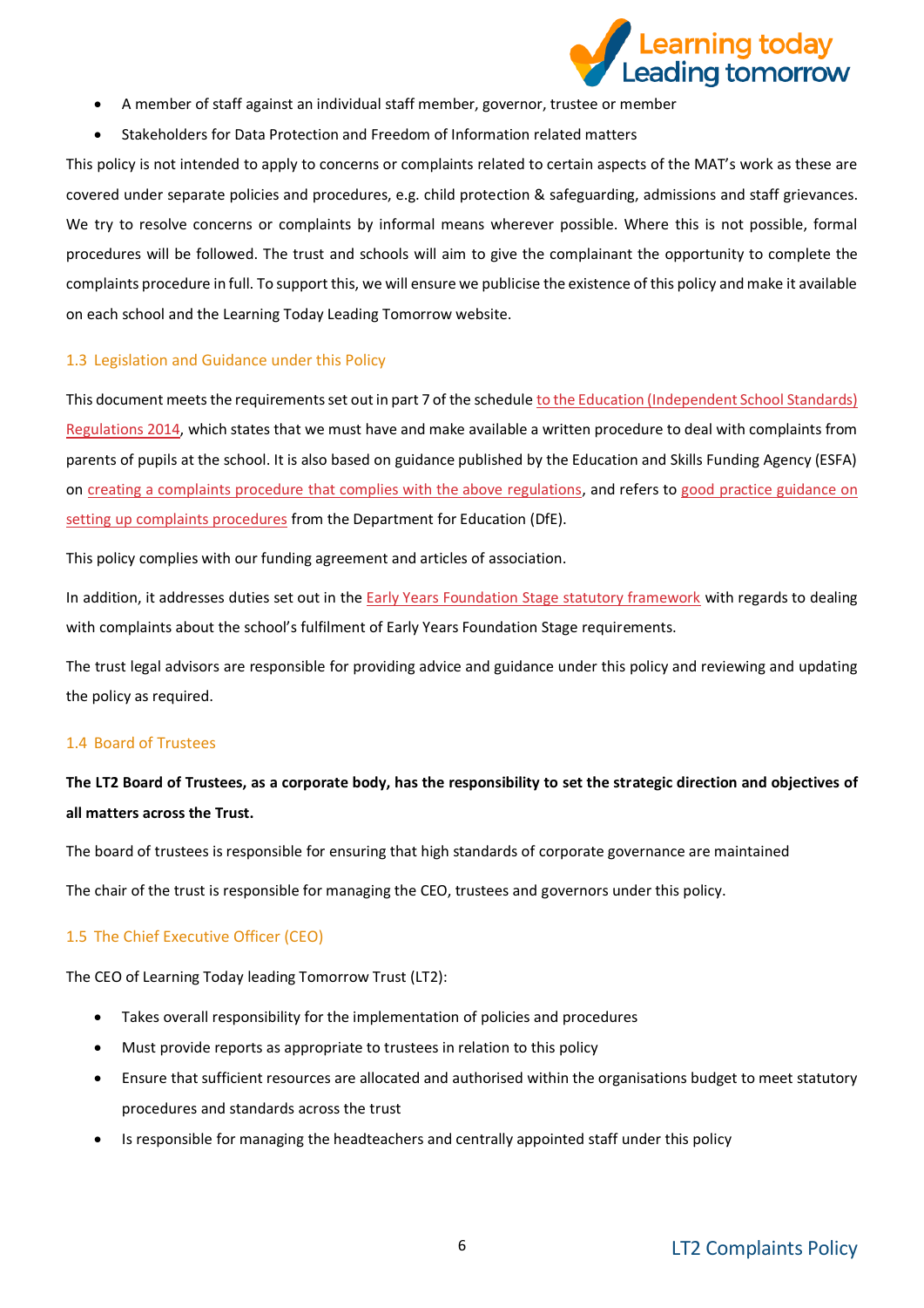- A member of staff against an individual staff member, governor, trustee or member
- Stakeholders for Data Protection and Freedom of Information related matters

This policy is not intended to apply to concerns or complaints related to certain aspects of the MAT's work as these are covered under separate policies and procedures, e.g. child protection & safeguarding, admissions and staff grievances. We try to resolve concerns or complaints by informal means wherever possible. Where this is not possible, formal procedures will be followed. The trust and schools will aim to give the complainant the opportunity to complete the complaints procedure in full. To support this, we will ensure we publicise the existence of this policy and make it available on each school and the Learning Today Leading Tomorrow website.

### 1.3 Legislation and Guidance under this Policy

This document meets the requirements set out in part 7 of the schedule to the Education (Independent School Standards) Regulations 2014, which states that we must have and make available a written procedure to deal with complaints from parents of pupils at the school. It is also based on guidance published by the Education and Skills Funding Agency (ESFA) on creating a complaints procedure that complies with the above regulations, and refers to good practice guidance on setting up complaints procedures from the Department for Education (DfE).

This policy complies with our funding agreement and articles of association.

In addition, it addresses duties set out in the Early Years Foundation Stage statutory framework with regards to dealing with complaints about the school's fulfilment of Early Years Foundation Stage requirements.

The trust legal advisors are responsible for providing advice and guidance under this policy and reviewing and updating the policy as required.

### 1.4 Board of Trustees

**The LT2 Board of Trustees, as a corporate body, has the responsibility to set the strategic direction and objectives of all matters across the Trust.**

The board of trustees is responsible for ensuring that high standards of corporate governance are maintained

The chair of the trust is responsible for managing the CEO, trustees and governors under this policy.

### 1.5 The Chief Executive Officer (CEO)

The CEO of Learning Today leading Tomorrow Trust (LT2):

- Takes overall responsibility for the implementation of policies and procedures
- Must provide reports as appropriate to trustees in relation to this policy
- Ensure that sufficient resources are allocated and authorised within the organisations budget to meet statutory procedures and standards across the trust
- Is responsible for managing the headteachers and centrally appointed staff under this policy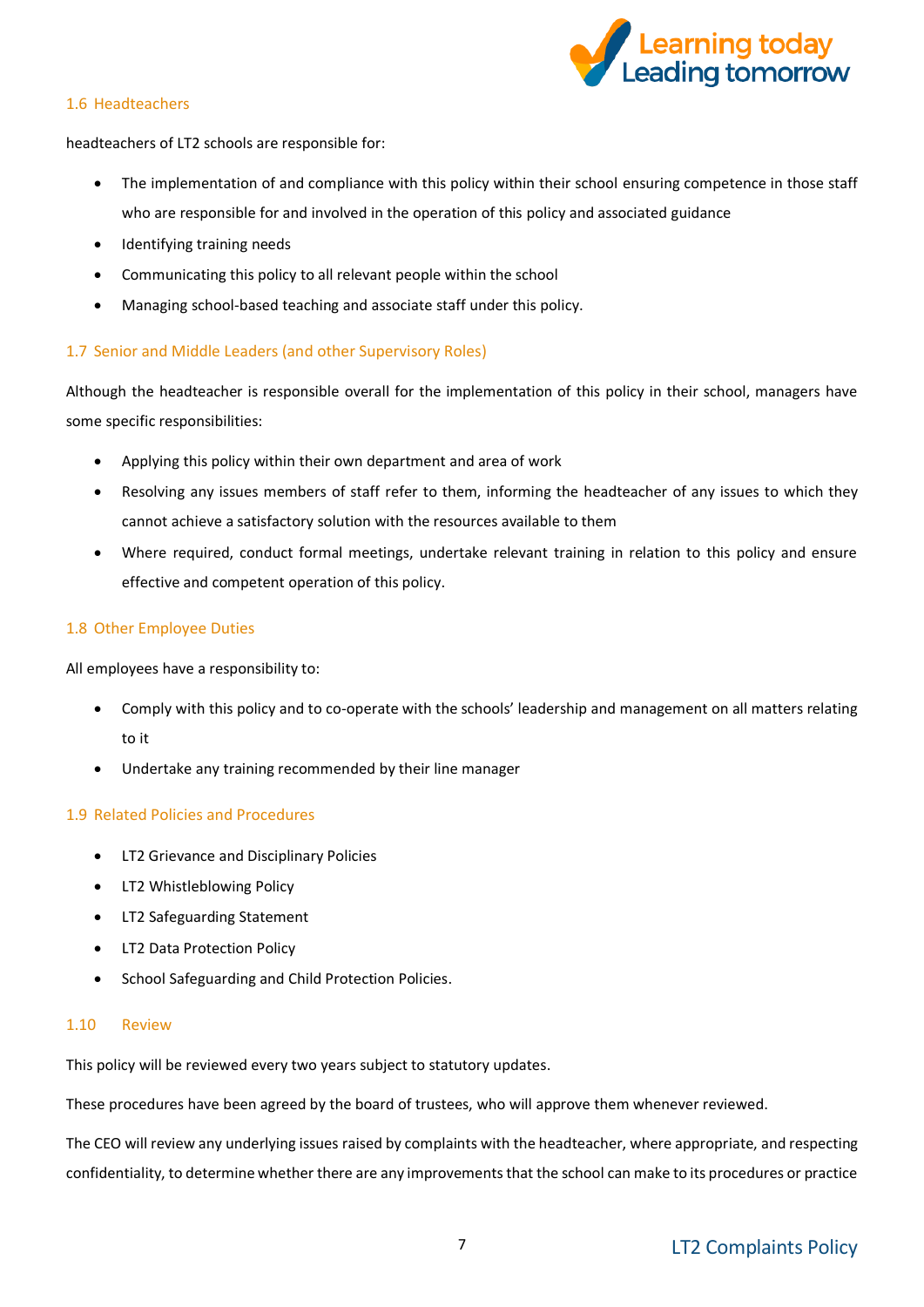### 1.6 Headteachers

headteachers of LT2 schools are responsible for:

- The implementation of and compliance with this policy within their school ensuring competence in those staff who are responsible for and involved in the operation of this policy and associated guidance
- Identifying training needs
- Communicating this policy to all relevant people within the school
- Managing school-based teaching and associate staff under this policy.

### 1.7 Senior and Middle Leaders (and other Supervisory Roles)

Although the headteacher is responsible overall for the implementation of this policy in their school, managers have some specific responsibilities:

- Applying this policy within their own department and area of work
- Resolving any issues members of staff refer to them, informing the headteacher of any issues to which they cannot achieve a satisfactory solution with the resources available to them
- Where required, conduct formal meetings, undertake relevant training in relation to this policy and ensure effective and competent operation of this policy.

### 1.8 Other Employee Duties

All employees have a responsibility to:

- Comply with this policy and to co-operate with the schools' leadership and management on all matters relating to it
- Undertake any training recommended by their line manager

### 1.9 Related Policies and Procedures

- LT2 Grievance and Disciplinary Policies
- LT2 Whistleblowing Policy
- LT2 Safeguarding Statement
- LT2 Data Protection Policy
- School Safeguarding and Child Protection Policies.

### 1.10 Review

This policy will be reviewed every two years subject to statutory updates.

These procedures have been agreed by the board of trustees, who will approve them whenever reviewed.

The CEO will review any underlying issues raised by complaints with the headteacher, where appropriate, and respecting confidentiality, to determine whether there are any improvements that the school can make to its procedures or practice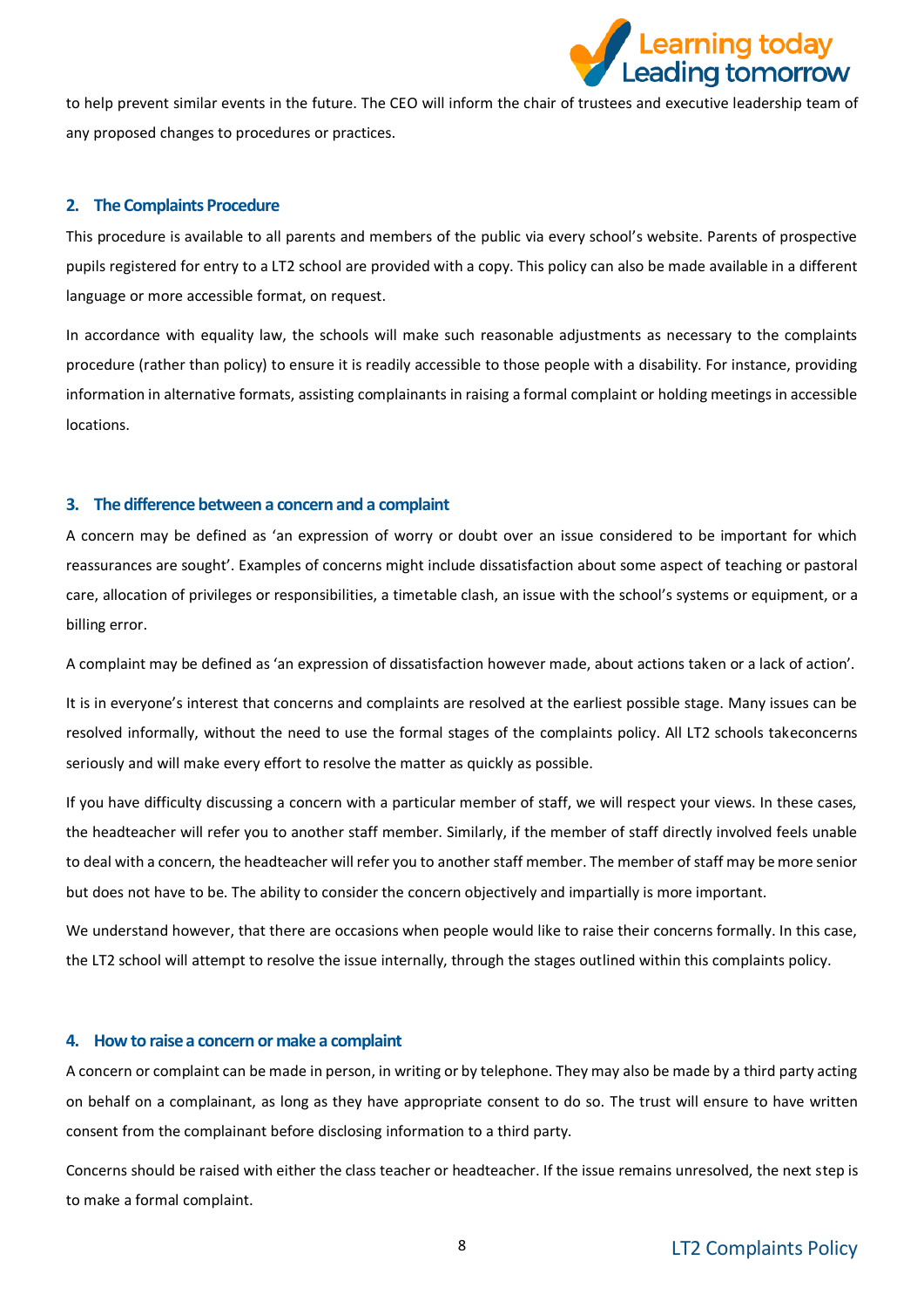to help prevent similar events in the future. The CEO will inform the chair of trustees and executive leadership team of any proposed changes to procedures or practices.

## 2. The Complaints Procedure

This procedure is available to all parents and members of the public via every school's website. Parents of prospective pupils registered for entry to a LT2 school are provided with a copy. This policy can also be made available in a different language or more accessible format, on request.

In accordance with equality law, the schools will make such reasonable adjustments as necessary to the complaints procedure (rather than policy) to ensure it is readily accessible to those people with a disability. For instance, providing information in alternative formats, assisting complainants in raising a formal complaint or holding meetings in accessible locations.

## 3. The difference between a concern and a complaint

A concern may be defined as 'an expression of worry or doubt over an issue considered to be important for which reassurances are sought'. Examples of concerns might include dissatisfaction about some aspect of teaching or pastoral care, allocation of privileges or responsibilities, a timetable clash, an issue with the school's systems or equipment, or a billing error.

A complaint may be defined as 'an expression of dissatisfaction however made, about actions taken or a lack of action'.

It is in everyone's interest that concerns and complaints are resolved at the earliest possible stage. Many issues can be resolved informally, without the need to use the formal stages of the complaints policy. All LT2 schools takeconcerns seriously and will make every effort to resolve the matter as quickly as possible.

If you have difficulty discussing a concern with a particular member of staff, we will respect your views. In these cases, the headteacher will refer you to another staff member. Similarly, if the member of staff directly involved feels unable to deal with a concern, the headteacher will refer you to another staff member. The member of staff may be more senior but does not have to be. The ability to consider the concern objectively and impartially is more important.

We understand however, that there are occasions when people would like to raise their concerns formally. In this case, the LT2 school will attempt to resolve the issue internally, through the stages outlined within this complaints policy.

## 4. How to raise a concern or make a complaint

A concern or complaint can be made in person, in writing or by telephone. They may also be made by a third party acting on behalf on a complainant, as long as they have appropriate consent to do so. The trust will ensure to have written consent from the complainant before disclosing information to a third party.

Concerns should be raised with either the class teacher or headteacher. If the issue remains unresolved, the next step is to make a formal complaint.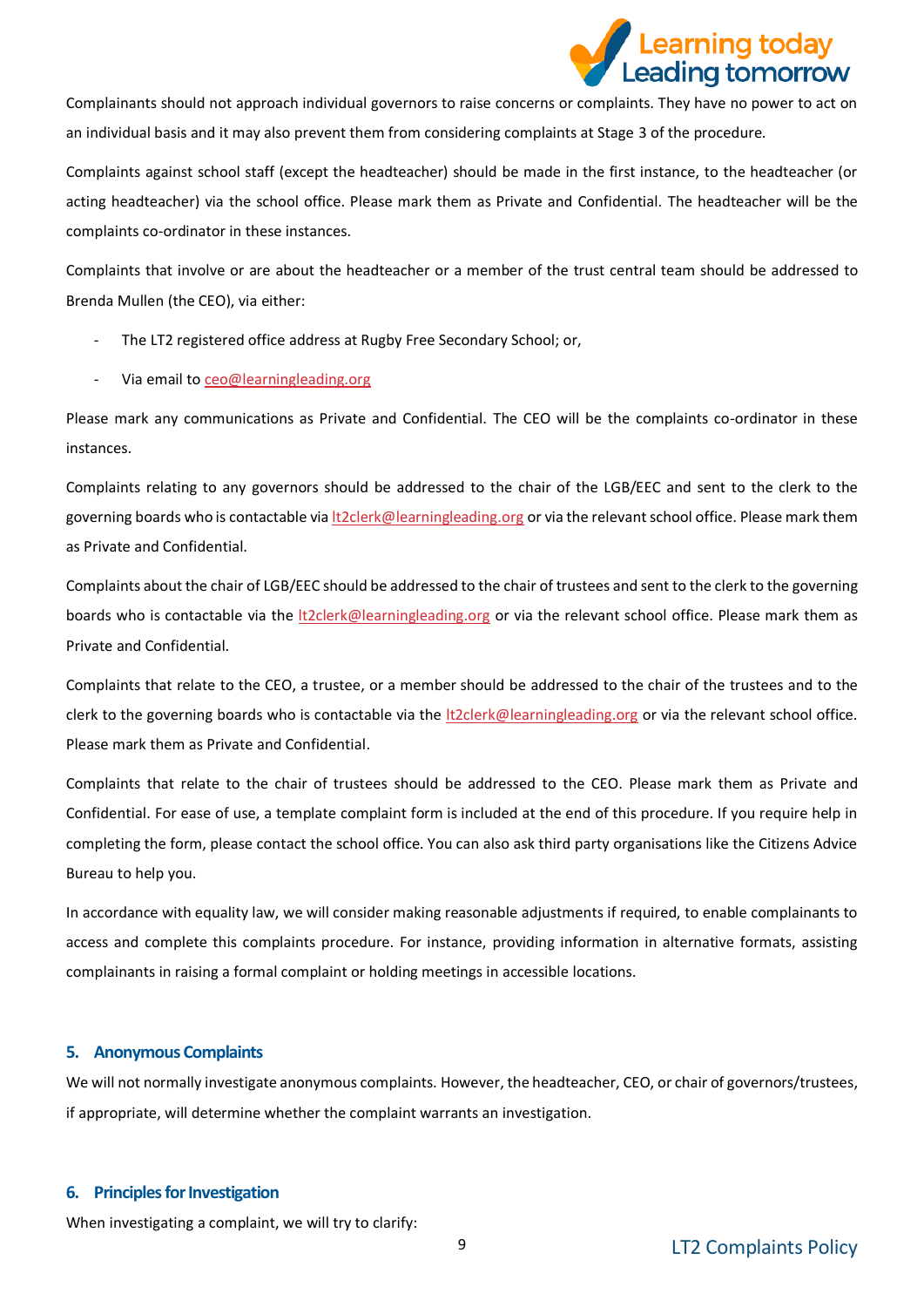Complainants should not approach individual governors to raise concerns or complaints. They have no power to act on an individual basis and it may also prevent them from considering complaints at Stage 3 of the procedure.

Complaints against school staff (except the headteacher) should be made in the first instance, to the headteacher (or acting headteacher) via the school office. Please mark them as Private and Confidential. The headteacher will be the complaints co-ordinator in these instances.

Complaints that involve or are about the headteacher or a member of the trust central team should be addressed to Brenda Mullen (the CEO), via either:

- The LT2 registered office address at Rugby Free Secondary School; or,
- Via email to ceo@learningleading.org

Please mark any communications as Private and Confidential. The CEO will be the complaints co-ordinator in these instances.

Complaints relating to any governors should be addressed to the chair of the LGB/EEC and sent to the clerk to the governing boards who is contactable via lt2clerk@learningleading.org or via the relevant school office. Please mark them as Private and Confidential.

Complaints about the chair of LGB/EEC should be addressed to the chair of trustees and sent to the clerk to the governing boards who is contactable via the lt2clerk@learningleading.org or via the relevant school office. Please mark them as Private and Confidential.

Complaints that relate to the CEO, a trustee, or a member should be addressed to the chair of the trustees and to the clerk to the governing boards who is contactable via the lt2clerk@learningleading.org or via the relevant school office. Please mark them as Private and Confidential.

Complaints that relate to the chair of trustees should be addressed to the CEO. Please mark them as Private and Confidential. For ease of use, a template complaint form is included at the end of this procedure. If you require help in completing the form, please contact the school office. You can also ask third party organisations like the Citizens Advice Bureau to help you.

In accordance with equality law, we will consider making reasonable adjustments if required, to enable complainants to access and complete this complaints procedure. For instance, providing information in alternative formats, assisting complainants in raising a formal complaint or holding meetings in accessible locations.

## 5. Anonymous Complaints

We will not normally investigate anonymous complaints. However, the headteacher, CEO, or chair of governors/trustees, if appropriate, will determine whether the complaint warrants an investigation.

## 6. Principles for Investigation

When investigating a complaint, we will try to clarify: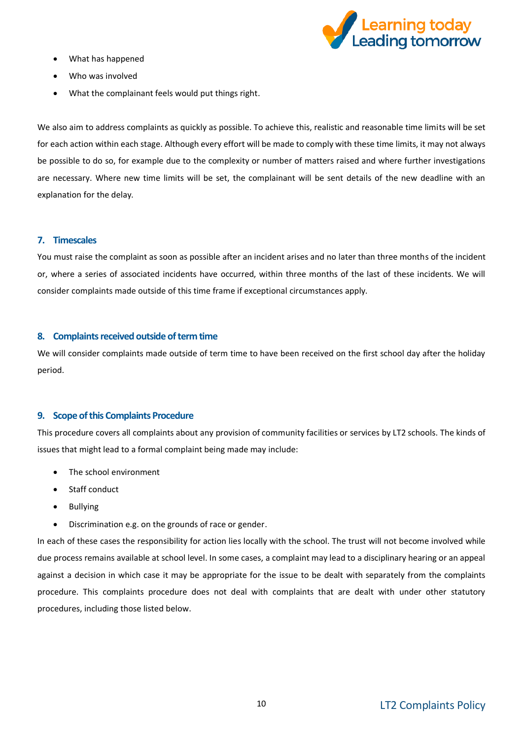- What has happened
- Who was involved
- What the complainant feels would put things right.

We also aim to address complaints as quickly as possible. To achieve this, realistic and reasonable time limits will be set for each action within each stage. Although every effort will be made to comply with these time limits, it may not always be possible to do so, for example due to the complexity or number of matters raised and where further investigations are necessary. Where new time limits will be set, the complainant will be sent details of the new deadline with an explanation for the delay.

## 7. Timescales

You must raise the complaint as soon as possible after an incident arises and no later than three months of the incident or, where a series of associated incidents have occurred, within three months of the last of these incidents. We will consider complaints made outside of this time frame if exceptional circumstances apply.

## 8. Complaints received outside of term time

We will consider complaints made outside of term time to have been received on the first school day after the holiday period.

## 9. Scope of this Complaints Procedure

This procedure covers all complaints about any provision of community facilities or services by LT2 schools. The kinds of issues that might lead to a formal complaint being made may include:

- The school environment
- Staff conduct
- Bullying
- Discrimination e.g. on the grounds of race or gender.

In each of these cases the responsibility for action lies locally with the school. The trust will not become involved while due process remains available at school level. In some cases, a complaint may lead to a disciplinary hearing or an appeal against a decision in which case it may be appropriate for the issue to be dealt with separately from the complaints procedure. This complaints procedure does not deal with complaints that are dealt with under other statutory procedures, including those listed below.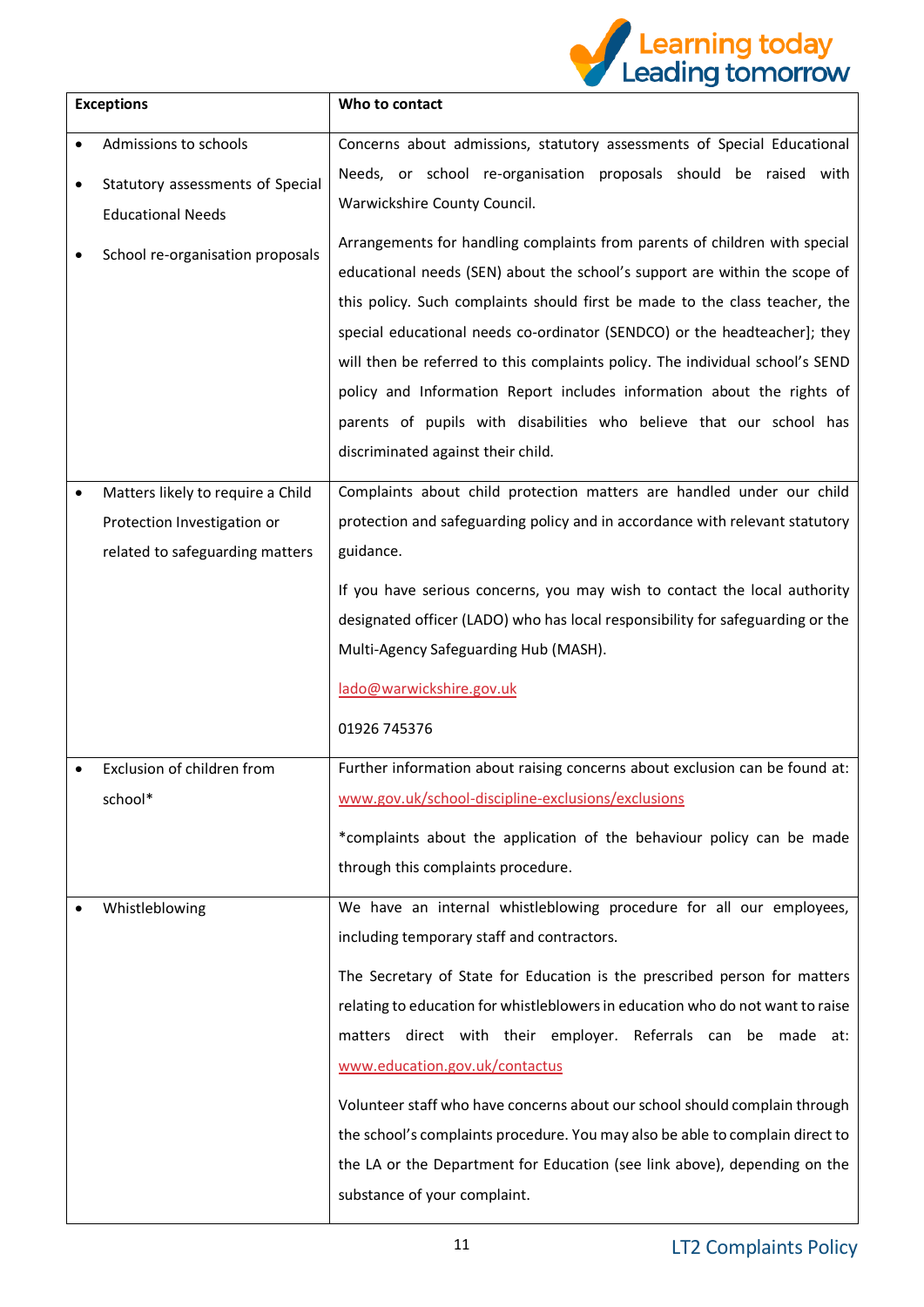| Exceptions | Who to contact |
| --- | --- |
| • Admissions to schools<br>• Statutory assessments of Special Educational Needs<br>• School re-organisation proposals | Concerns about admissions, statutory assessments of Special Educational Needs, or school re-organisation proposals should be raised with Warwickshire County Council.<br><br>Arrangements for handling complaints from parents of children with special educational needs (SEN) about the school's support are within the scope of this policy. Such complaints should first be made to the class teacher, the special educational needs co-ordinator (SENDCO) or the headteacher]; they will then be referred to this complaints policy. The individual school's SEND policy and Information Report includes information about the rights of parents of pupils with disabilities who believe that our school has discriminated against their child. |
| • Matters likely to require a Child Protection Investigation or related to safeguarding matters | Complaints about child protection matters are handled under our child protection and safeguarding policy and in accordance with relevant statutory guidance.<br><br>If you have serious concerns, you may wish to contact the local authority designated officer (LADO) who has local responsibility for safeguarding or the Multi-Agency Safeguarding Hub (MASH).<br><br>lado@warwickshire.gov.uk<br><br>01926 745376 |
| • Exclusion of children from school* | Further information about raising concerns about exclusion can be found at: www.gov.uk/school-discipline-exclusions/exclusions<br><br>*complaints about the application of the behaviour policy can be made through this complaints procedure. |
| • Whistleblowing | We have an internal whistleblowing procedure for all our employees, including temporary staff and contractors.<br><br>The Secretary of State for Education is the prescribed person for matters relating to education for whistleblowers in education who do not want to raise matters direct with their employer. Referrals can be made at: www.education.gov.uk/contactus<br><br>Volunteer staff who have concerns about our school should complain through the school's complaints procedure. You may also be able to complain direct to the LA or the Department for Education (see link above), depending on the substance of your complaint. |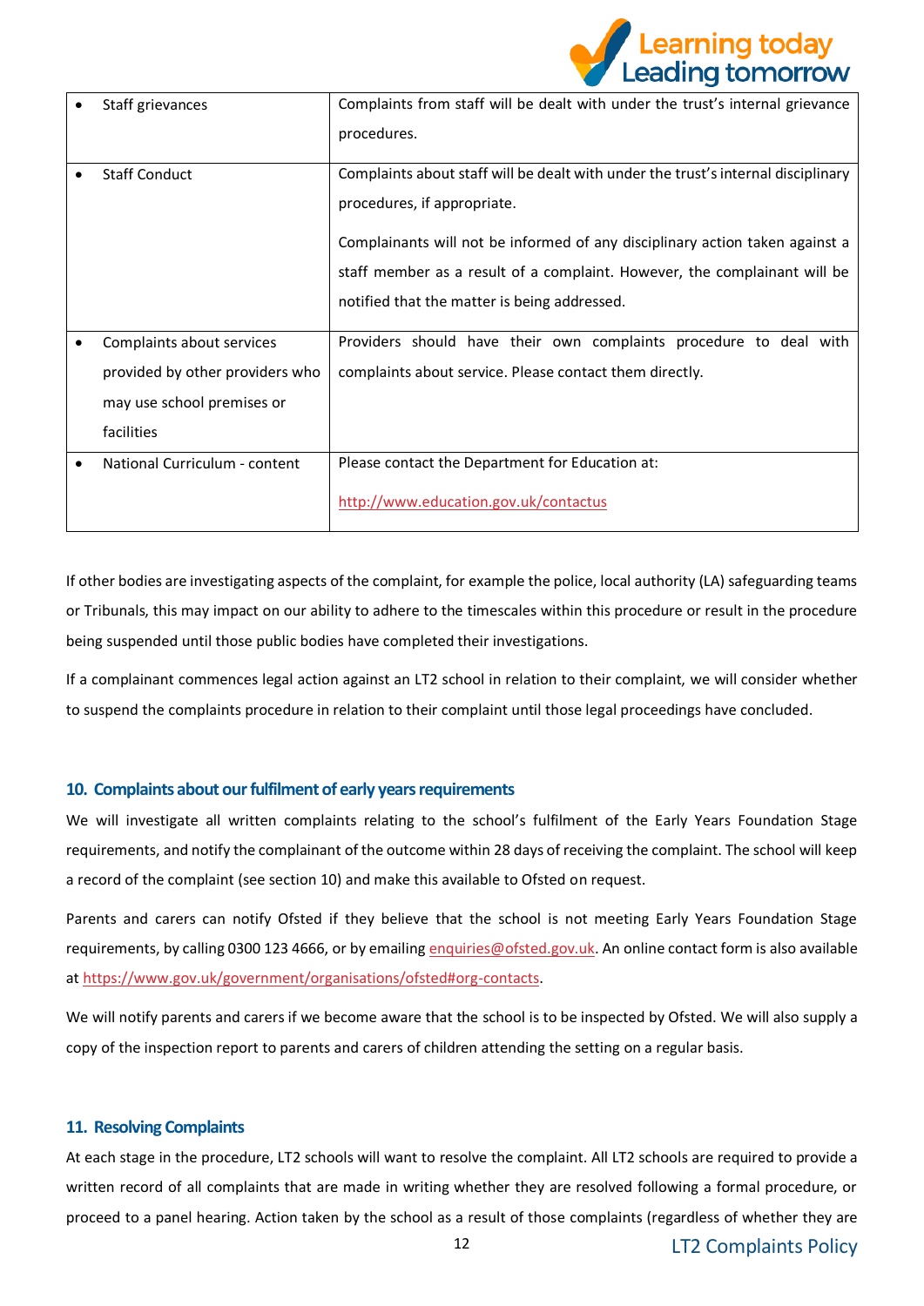| | |
|---|---|
| • Staff grievances | Complaints from staff will be dealt with under the trust's internal grievance procedures. |
| • Staff Conduct | Complaints about staff will be dealt with under the trust's internal disciplinary procedures, if appropriate.<br><br>Complainants will not be informed of any disciplinary action taken against a staff member as a result of a complaint. However, the complainant will be notified that the matter is being addressed. |
| • Complaints about services provided by other providers who may use school premises or facilities | Providers should have their own complaints procedure to deal with complaints about service. Please contact them directly. |
| • National Curriculum - content | Please contact the Department for Education at:<br><br>http://www.education.gov.uk/contactus |

If other bodies are investigating aspects of the complaint, for example the police, local authority (LA) safeguarding teams or Tribunals, this may impact on our ability to adhere to the timescales within this procedure or result in the procedure being suspended until those public bodies have completed their investigations.

If a complainant commences legal action against an LT2 school in relation to their complaint, we will consider whether to suspend the complaints procedure in relation to their complaint until those legal proceedings have concluded.

## 10. Complaints about our fulfilment of early years requirements

We will investigate all written complaints relating to the school's fulfilment of the Early Years Foundation Stage requirements, and notify the complainant of the outcome within 28 days of receiving the complaint. The school will keep a record of the complaint (see section 10) and make this available to Ofsted on request.

Parents and carers can notify Ofsted if they believe that the school is not meeting Early Years Foundation Stage requirements, by calling 0300 123 4666, or by emailing enquiries@ofsted.gov.uk. An online contact form is also available at https://www.gov.uk/government/organisations/ofsted#org-contacts.

We will notify parents and carers if we become aware that the school is to be inspected by Ofsted. We will also supply a copy of the inspection report to parents and carers of children attending the setting on a regular basis.

## 11. Resolving Complaints

At each stage in the procedure, LT2 schools will want to resolve the complaint. All LT2 schools are required to provide a written record of all complaints that are made in writing whether they are resolved following a formal procedure, or proceed to a panel hearing. Action taken by the school as a result of those complaints (regardless of whether they are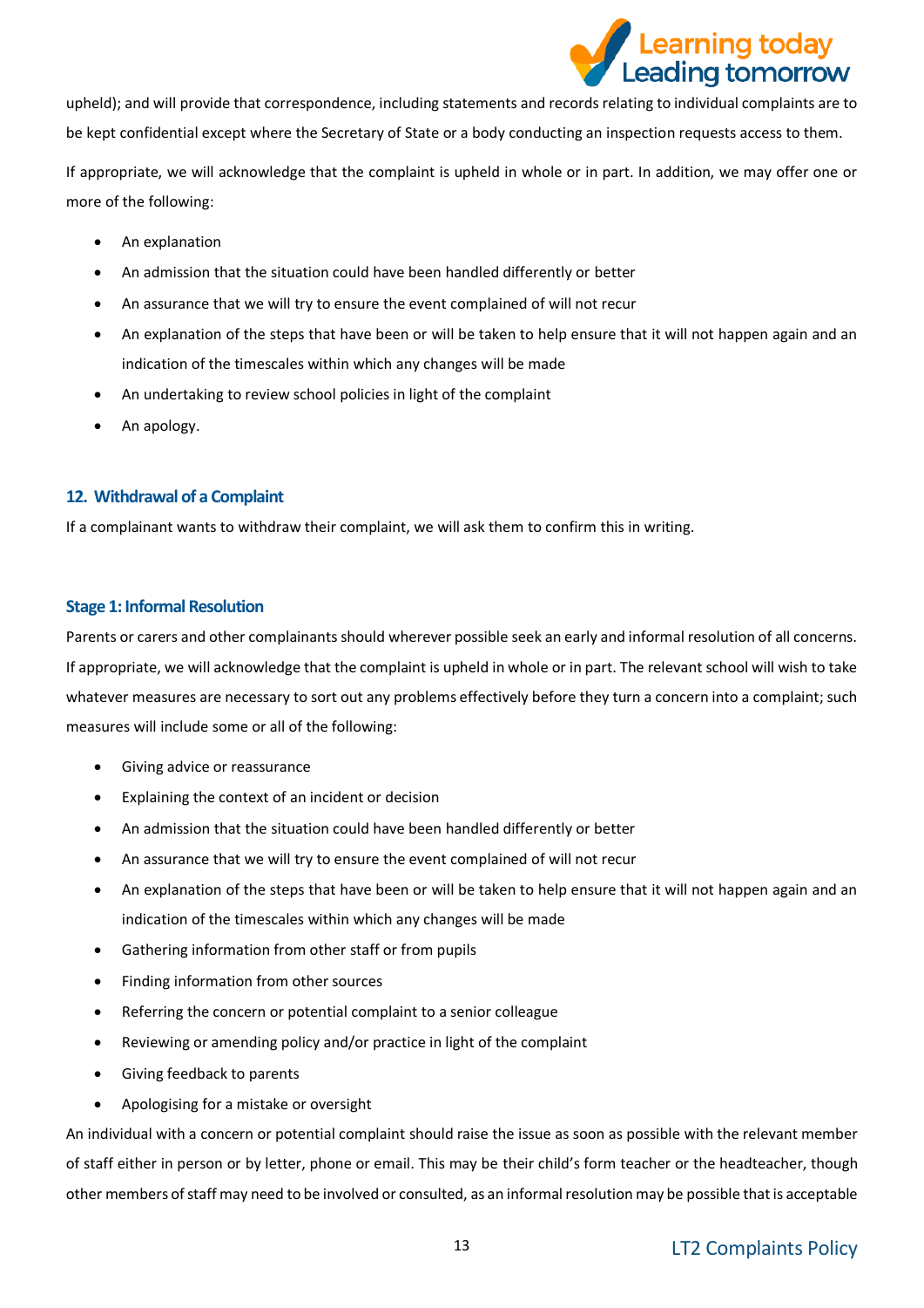upheld); and will provide that correspondence, including statements and records relating to individual complaints are to be kept confidential except where the Secretary of State or a body conducting an inspection requests access to them.

If appropriate, we will acknowledge that the complaint is upheld in whole or in part. In addition, we may offer one or more of the following:

- An explanation
- An admission that the situation could have been handled differently or better
- An assurance that we will try to ensure the event complained of will not recur
- An explanation of the steps that have been or will be taken to help ensure that it will not happen again and an indication of the timescales within which any changes will be made
- An undertaking to review school policies in light of the complaint
- An apology.

## 12. Withdrawal of a Complaint

If a complainant wants to withdraw their complaint, we will ask them to confirm this in writing.

### Stage 1: Informal Resolution

Parents or carers and other complainants should wherever possible seek an early and informal resolution of all concerns. If appropriate, we will acknowledge that the complaint is upheld in whole or in part. The relevant school will wish to take whatever measures are necessary to sort out any problems effectively before they turn a concern into a complaint; such measures will include some or all of the following:

- Giving advice or reassurance
- Explaining the context of an incident or decision
- An admission that the situation could have been handled differently or better
- An assurance that we will try to ensure the event complained of will not recur
- An explanation of the steps that have been or will be taken to help ensure that it will not happen again and an indication of the timescales within which any changes will be made
- Gathering information from other staff or from pupils
- Finding information from other sources
- Referring the concern or potential complaint to a senior colleague
- Reviewing or amending policy and/or practice in light of the complaint
- Giving feedback to parents
- Apologising for a mistake or oversight

An individual with a concern or potential complaint should raise the issue as soon as possible with the relevant member of staff either in person or by letter, phone or email. This may be their child's form teacher or the headteacher, though other members of staff may need to be involved or consulted, as an informal resolution may be possible that is acceptable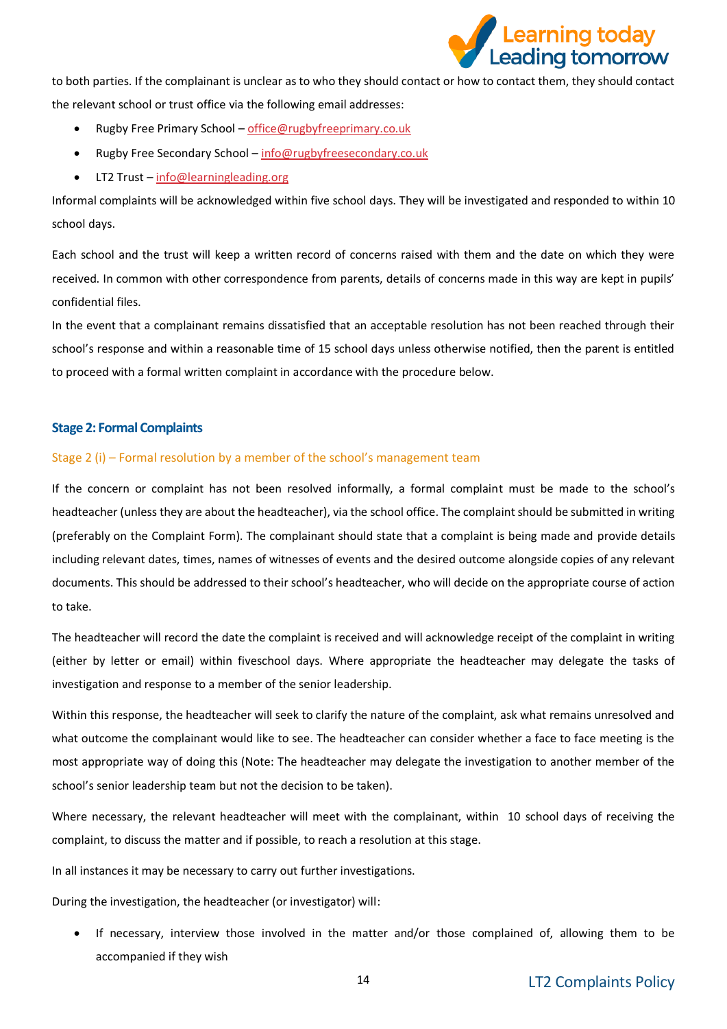to both parties. If the complainant is unclear as to who they should contact or how to contact them, they should contact the relevant school or trust office via the following email addresses:

- Rugby Free Primary School – office@rugbyfreeprimary.co.uk
- Rugby Free Secondary School – info@rugbyfreesecondary.co.uk
- LT2 Trust – info@learningleading.org

Informal complaints will be acknowledged within five school days. They will be investigated and responded to within 10 school days.

Each school and the trust will keep a written record of concerns raised with them and the date on which they were received. In common with other correspondence from parents, details of concerns made in this way are kept in pupils' confidential files.

In the event that a complainant remains dissatisfied that an acceptable resolution has not been reached through their school's response and within a reasonable time of 15 school days unless otherwise notified, then the parent is entitled to proceed with a formal written complaint in accordance with the procedure below.

## Stage 2: Formal Complaints

### Stage 2 (i) – Formal resolution by a member of the school's management team

If the concern or complaint has not been resolved informally, a formal complaint must be made to the school's headteacher (unless they are about the headteacher), via the school office. The complaint should be submitted in writing (preferably on the Complaint Form). The complainant should state that a complaint is being made and provide details including relevant dates, times, names of witnesses of events and the desired outcome alongside copies of any relevant documents. This should be addressed to their school's headteacher, who will decide on the appropriate course of action to take.

The headteacher will record the date the complaint is received and will acknowledge receipt of the complaint in writing (either by letter or email) within fiveschool days. Where appropriate the headteacher may delegate the tasks of investigation and response to a member of the senior leadership.

Within this response, the headteacher will seek to clarify the nature of the complaint, ask what remains unresolved and what outcome the complainant would like to see. The headteacher can consider whether a face to face meeting is the most appropriate way of doing this (Note: The headteacher may delegate the investigation to another member of the school's senior leadership team but not the decision to be taken).

Where necessary, the relevant headteacher will meet with the complainant, within 10 school days of receiving the complaint, to discuss the matter and if possible, to reach a resolution at this stage.

In all instances it may be necessary to carry out further investigations.

During the investigation, the headteacher (or investigator) will:

- If necessary, interview those involved in the matter and/or those complained of, allowing them to be accompanied if they wish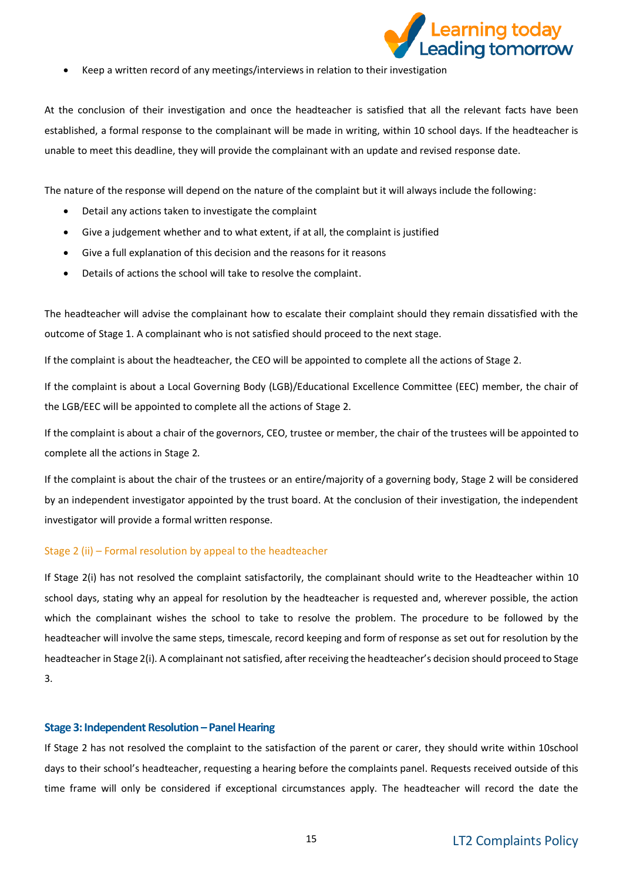- Keep a written record of any meetings/interviews in relation to their investigation

At the conclusion of their investigation and once the headteacher is satisfied that all the relevant facts have been established, a formal response to the complainant will be made in writing, within 10 school days. If the headteacher is unable to meet this deadline, they will provide the complainant with an update and revised response date.

The nature of the response will depend on the nature of the complaint but it will always include the following:

- Detail any actions taken to investigate the complaint
- Give a judgement whether and to what extent, if at all, the complaint is justified
- Give a full explanation of this decision and the reasons for it reasons
- Details of actions the school will take to resolve the complaint.

The headteacher will advise the complainant how to escalate their complaint should they remain dissatisfied with the outcome of Stage 1. A complainant who is not satisfied should proceed to the next stage.

If the complaint is about the headteacher, the CEO will be appointed to complete all the actions of Stage 2.

If the complaint is about a Local Governing Body (LGB)/Educational Excellence Committee (EEC) member, the chair of the LGB/EEC will be appointed to complete all the actions of Stage 2.

If the complaint is about a chair of the governors, CEO, trustee or member, the chair of the trustees will be appointed to complete all the actions in Stage 2.

If the complaint is about the chair of the trustees or an entire/majority of a governing body, Stage 2 will be considered by an independent investigator appointed by the trust board. At the conclusion of their investigation, the independent investigator will provide a formal written response.

### Stage 2 (ii) – Formal resolution by appeal to the headteacher

If Stage 2(i) has not resolved the complaint satisfactorily, the complainant should write to the Headteacher within 10 school days, stating why an appeal for resolution by the headteacher is requested and, wherever possible, the action which the complainant wishes the school to take to resolve the problem. The procedure to be followed by the headteacher will involve the same steps, timescale, record keeping and form of response as set out for resolution by the headteacher in Stage 2(i). A complainant not satisfied, after receiving the headteacher's decision should proceed to Stage 3.

### Stage 3: Independent Resolution – Panel Hearing

If Stage 2 has not resolved the complaint to the satisfaction of the parent or carer, they should write within 10school days to their school's headteacher, requesting a hearing before the complaints panel. Requests received outside of this time frame will only be considered if exceptional circumstances apply. The headteacher will record the date the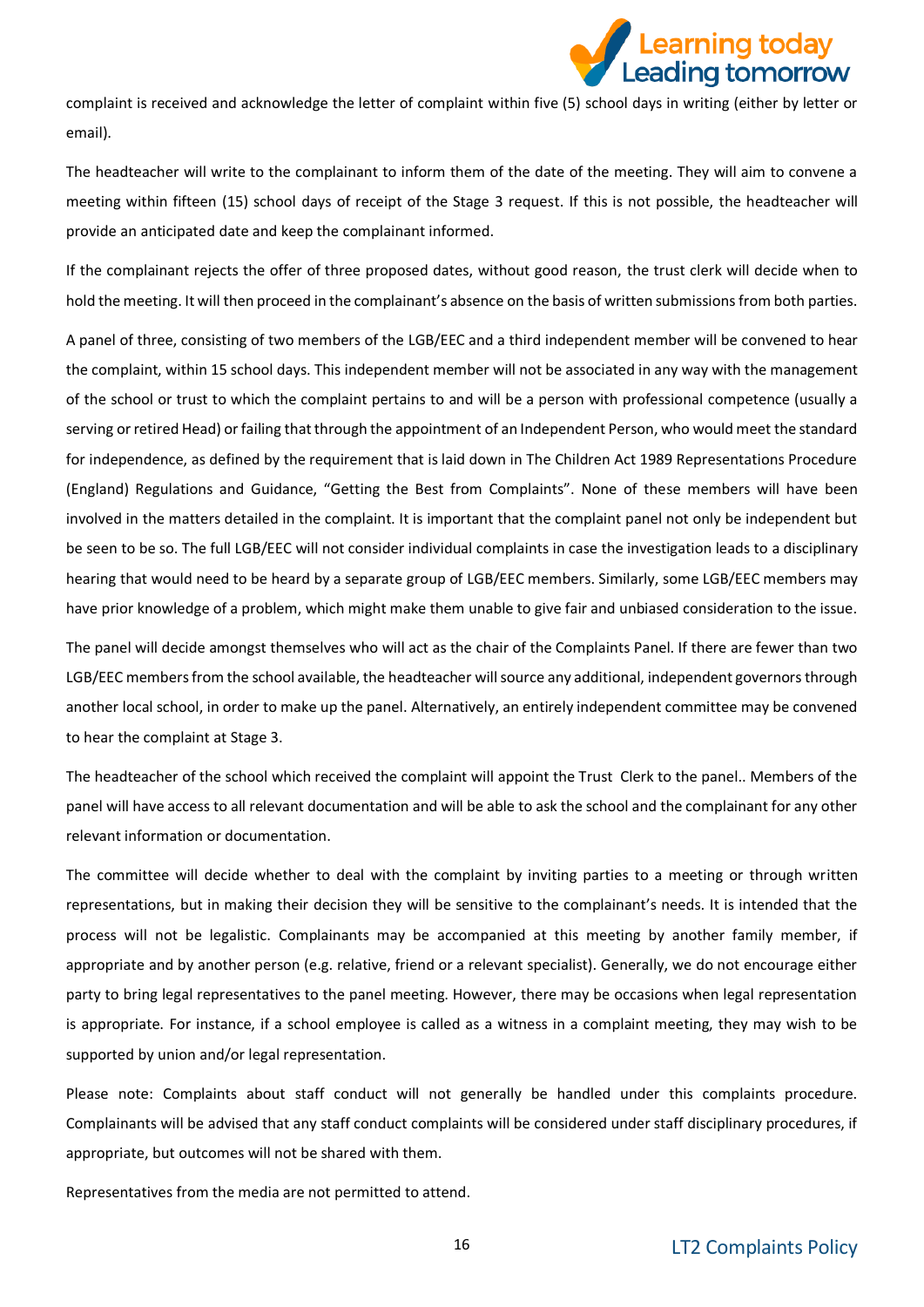complaint is received and acknowledge the letter of complaint within five (5) school days in writing (either by letter or email).

The headteacher will write to the complainant to inform them of the date of the meeting. They will aim to convene a meeting within fifteen (15) school days of receipt of the Stage 3 request. If this is not possible, the headteacher will provide an anticipated date and keep the complainant informed.

If the complainant rejects the offer of three proposed dates, without good reason, the trust clerk will decide when to hold the meeting. It will then proceed in the complainant's absence on the basis of written submissions from both parties.

A panel of three, consisting of two members of the LGB/EEC and a third independent member will be convened to hear the complaint, within 15 school days. This independent member will not be associated in any way with the management of the school or trust to which the complaint pertains to and will be a person with professional competence (usually a serving or retired Head) or failing that through the appointment of an Independent Person, who would meet the standard for independence, as defined by the requirement that is laid down in The Children Act 1989 Representations Procedure (England) Regulations and Guidance, "Getting the Best from Complaints". None of these members will have been involved in the matters detailed in the complaint. It is important that the complaint panel not only be independent but be seen to be so. The full LGB/EEC will not consider individual complaints in case the investigation leads to a disciplinary hearing that would need to be heard by a separate group of LGB/EEC members. Similarly, some LGB/EEC members may have prior knowledge of a problem, which might make them unable to give fair and unbiased consideration to the issue.

The panel will decide amongst themselves who will act as the chair of the Complaints Panel. If there are fewer than two LGB/EEC members from the school available, the headteacher will source any additional, independent governors through another local school, in order to make up the panel. Alternatively, an entirely independent committee may be convened to hear the complaint at Stage 3.

The headteacher of the school which received the complaint will appoint the Trust Clerk to the panel.. Members of the panel will have access to all relevant documentation and will be able to ask the school and the complainant for any other relevant information or documentation.

The committee will decide whether to deal with the complaint by inviting parties to a meeting or through written representations, but in making their decision they will be sensitive to the complainant's needs. It is intended that the process will not be legalistic. Complainants may be accompanied at this meeting by another family member, if appropriate and by another person (e.g. relative, friend or a relevant specialist). Generally, we do not encourage either party to bring legal representatives to the panel meeting. However, there may be occasions when legal representation is appropriate. For instance, if a school employee is called as a witness in a complaint meeting, they may wish to be supported by union and/or legal representation.

Please note: Complaints about staff conduct will not generally be handled under this complaints procedure. Complainants will be advised that any staff conduct complaints will be considered under staff disciplinary procedures, if appropriate, but outcomes will not be shared with them.

Representatives from the media are not permitted to attend.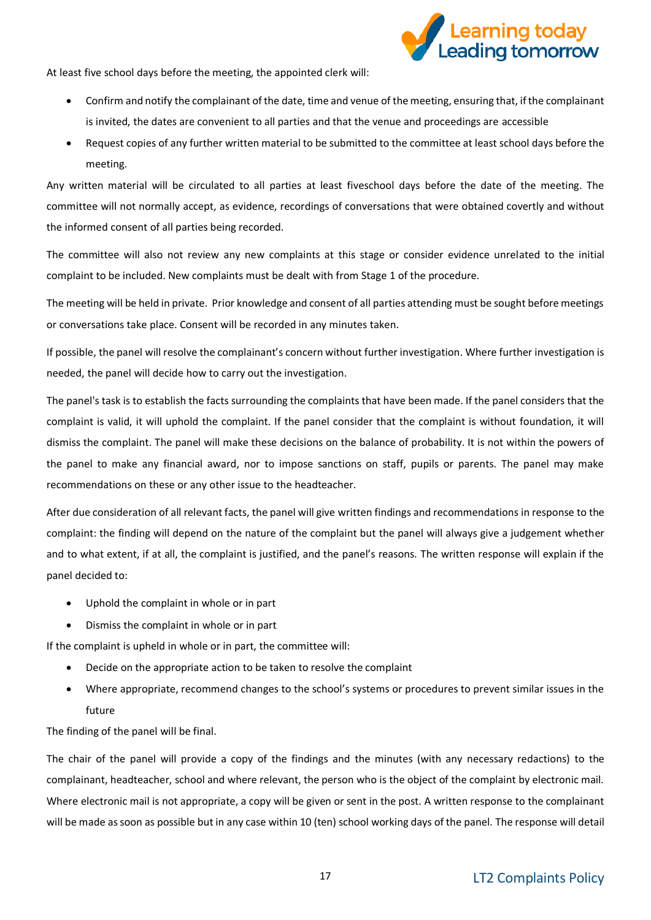At least five school days before the meeting, the appointed clerk will:

- Confirm and notify the complainant of the date, time and venue of the meeting, ensuring that, if the complainant is invited, the dates are convenient to all parties and that the venue and proceedings are accessible
- Request copies of any further written material to be submitted to the committee at least school days before the meeting.

Any written material will be circulated to all parties at least fiveschool days before the date of the meeting. The committee will not normally accept, as evidence, recordings of conversations that were obtained covertly and without the informed consent of all parties being recorded.

The committee will also not review any new complaints at this stage or consider evidence unrelated to the initial complaint to be included. New complaints must be dealt with from Stage 1 of the procedure.

The meeting will be held in private. Prior knowledge and consent of all parties attending must be sought before meetings or conversations take place. Consent will be recorded in any minutes taken.

If possible, the panel will resolve the complainant's concern without further investigation. Where further investigation is needed, the panel will decide how to carry out the investigation.

The panel's task is to establish the facts surrounding the complaints that have been made. If the panel considers that the complaint is valid, it will uphold the complaint. If the panel consider that the complaint is without foundation, it will dismiss the complaint. The panel will make these decisions on the balance of probability. It is not within the powers of the panel to make any financial award, nor to impose sanctions on staff, pupils or parents. The panel may make recommendations on these or any other issue to the headteacher.

After due consideration of all relevant facts, the panel will give written findings and recommendations in response to the complaint: the finding will depend on the nature of the complaint but the panel will always give a judgement whether and to what extent, if at all, the complaint is justified, and the panel's reasons. The written response will explain if the panel decided to:

- Uphold the complaint in whole or in part
- Dismiss the complaint in whole or in part

If the complaint is upheld in whole or in part, the committee will:

- Decide on the appropriate action to be taken to resolve the complaint
- Where appropriate, recommend changes to the school's systems or procedures to prevent similar issues in the future

The finding of the panel will be final.

The chair of the panel will provide a copy of the findings and the minutes (with any necessary redactions) to the complainant, headteacher, school and where relevant, the person who is the object of the complaint by electronic mail. Where electronic mail is not appropriate, a copy will be given or sent in the post. A written response to the complainant will be made as soon as possible but in any case within 10 (ten) school working days of the panel. The response will detail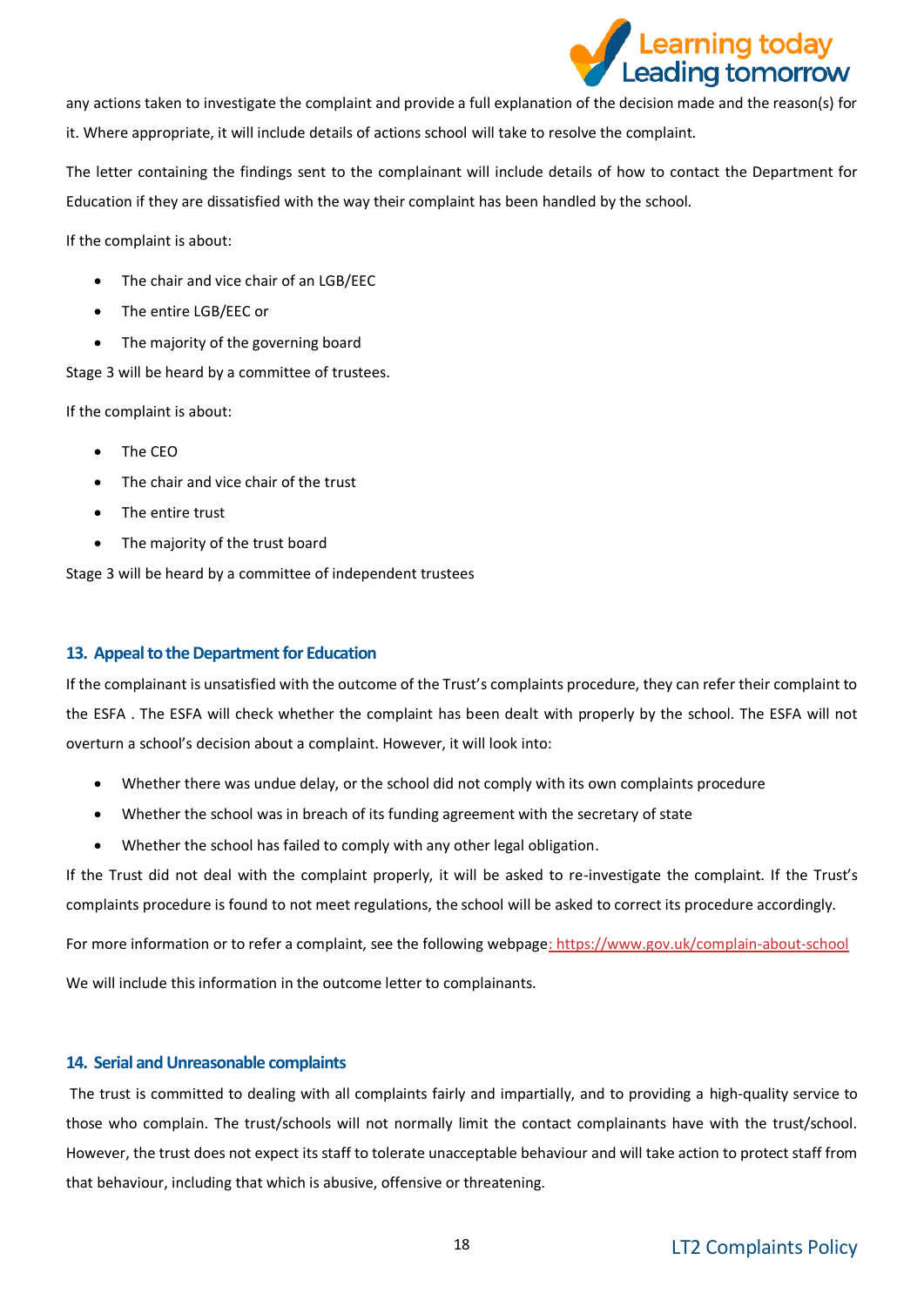any actions taken to investigate the complaint and provide a full explanation of the decision made and the reason(s) for it. Where appropriate, it will include details of actions school will take to resolve the complaint.

The letter containing the findings sent to the complainant will include details of how to contact the Department for Education if they are dissatisfied with the way their complaint has been handled by the school.

If the complaint is about:

- The chair and vice chair of an LGB/EEC
- The entire LGB/EEC or
- The majority of the governing board

Stage 3 will be heard by a committee of trustees.

If the complaint is about:

- The CEO
- The chair and vice chair of the trust
- The entire trust
- The majority of the trust board

Stage 3 will be heard by a committee of independent trustees

## 13. Appeal to the Department for Education

If the complainant is unsatisfied with the outcome of the Trust's complaints procedure, they can refer their complaint to the ESFA . The ESFA will check whether the complaint has been dealt with properly by the school. The ESFA will not overturn a school's decision about a complaint. However, it will look into:

- Whether there was undue delay, or the school did not comply with its own complaints procedure
- Whether the school was in breach of its funding agreement with the secretary of state
- Whether the school has failed to comply with any other legal obligation.

If the Trust did not deal with the complaint properly, it will be asked to re-investigate the complaint. If the Trust's complaints procedure is found to not meet regulations, the school will be asked to correct its procedure accordingly.

For more information or to refer a complaint, see the following webpage: https://www.gov.uk/complain-about-school

We will include this information in the outcome letter to complainants.

## 14. Serial and Unreasonable complaints

The trust is committed to dealing with all complaints fairly and impartially, and to providing a high-quality service to those who complain. The trust/schools will not normally limit the contact complainants have with the trust/school. However, the trust does not expect its staff to tolerate unacceptable behaviour and will take action to protect staff from that behaviour, including that which is abusive, offensive or threatening.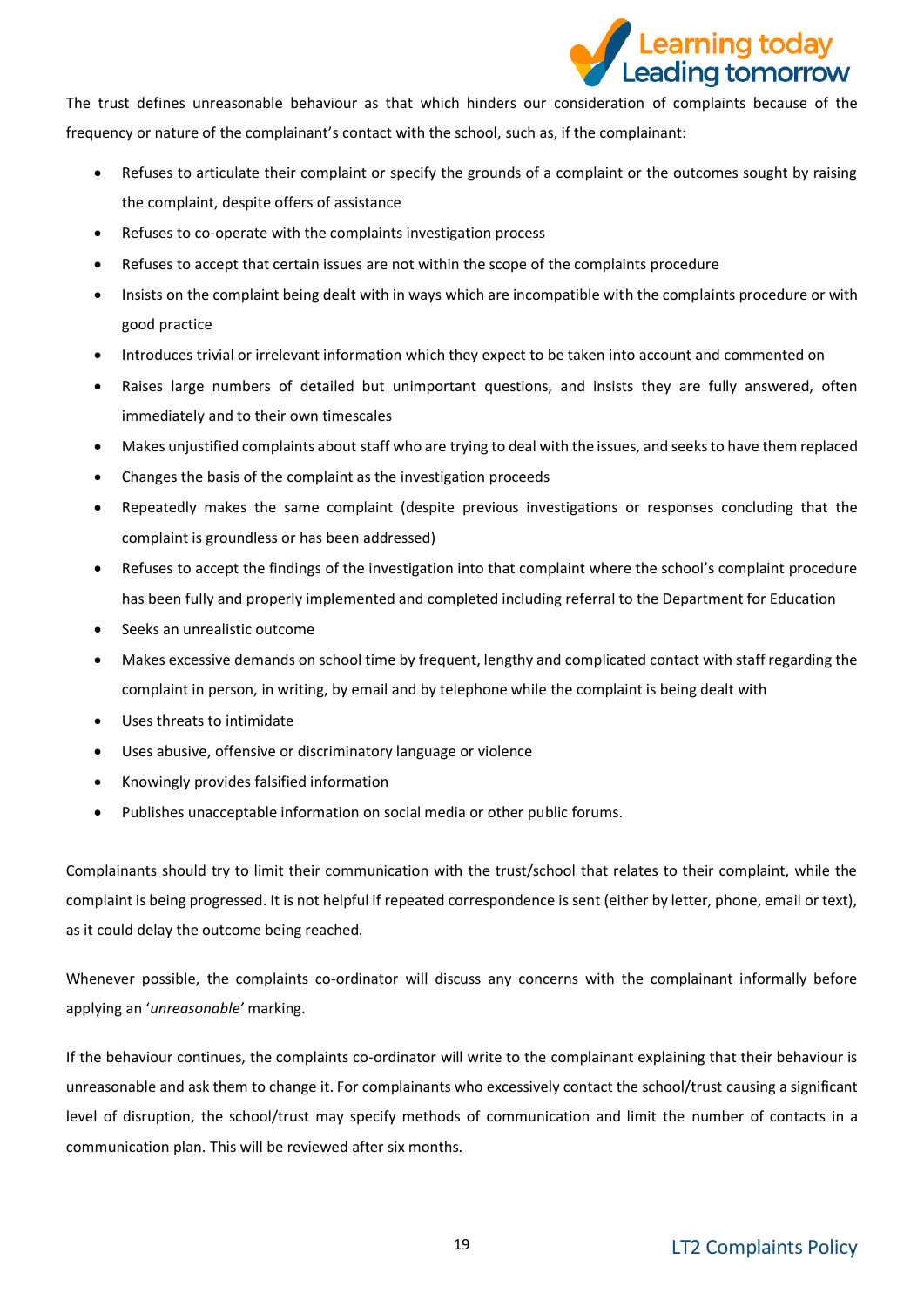The trust defines unreasonable behaviour as that which hinders our consideration of complaints because of the frequency or nature of the complainant's contact with the school, such as, if the complainant:

- Refuses to articulate their complaint or specify the grounds of a complaint or the outcomes sought by raising the complaint, despite offers of assistance
- Refuses to co-operate with the complaints investigation process
- Refuses to accept that certain issues are not within the scope of the complaints procedure
- Insists on the complaint being dealt with in ways which are incompatible with the complaints procedure or with good practice
- Introduces trivial or irrelevant information which they expect to be taken into account and commented on
- Raises large numbers of detailed but unimportant questions, and insists they are fully answered, often immediately and to their own timescales
- Makes unjustified complaints about staff who are trying to deal with the issues, and seeks to have them replaced
- Changes the basis of the complaint as the investigation proceeds
- Repeatedly makes the same complaint (despite previous investigations or responses concluding that the complaint is groundless or has been addressed)
- Refuses to accept the findings of the investigation into that complaint where the school's complaint procedure has been fully and properly implemented and completed including referral to the Department for Education
- Seeks an unrealistic outcome
- Makes excessive demands on school time by frequent, lengthy and complicated contact with staff regarding the complaint in person, in writing, by email and by telephone while the complaint is being dealt with
- Uses threats to intimidate
- Uses abusive, offensive or discriminatory language or violence
- Knowingly provides falsified information
- Publishes unacceptable information on social media or other public forums.

Complainants should try to limit their communication with the trust/school that relates to their complaint, while the complaint is being progressed. It is not helpful if repeated correspondence is sent (either by letter, phone, email or text), as it could delay the outcome being reached.

Whenever possible, the complaints co-ordinator will discuss any concerns with the complainant informally before applying an '*unreasonable*' marking.

If the behaviour continues, the complaints co-ordinator will write to the complainant explaining that their behaviour is unreasonable and ask them to change it. For complainants who excessively contact the school/trust causing a significant level of disruption, the school/trust may specify methods of communication and limit the number of contacts in a communication plan. This will be reviewed after six months.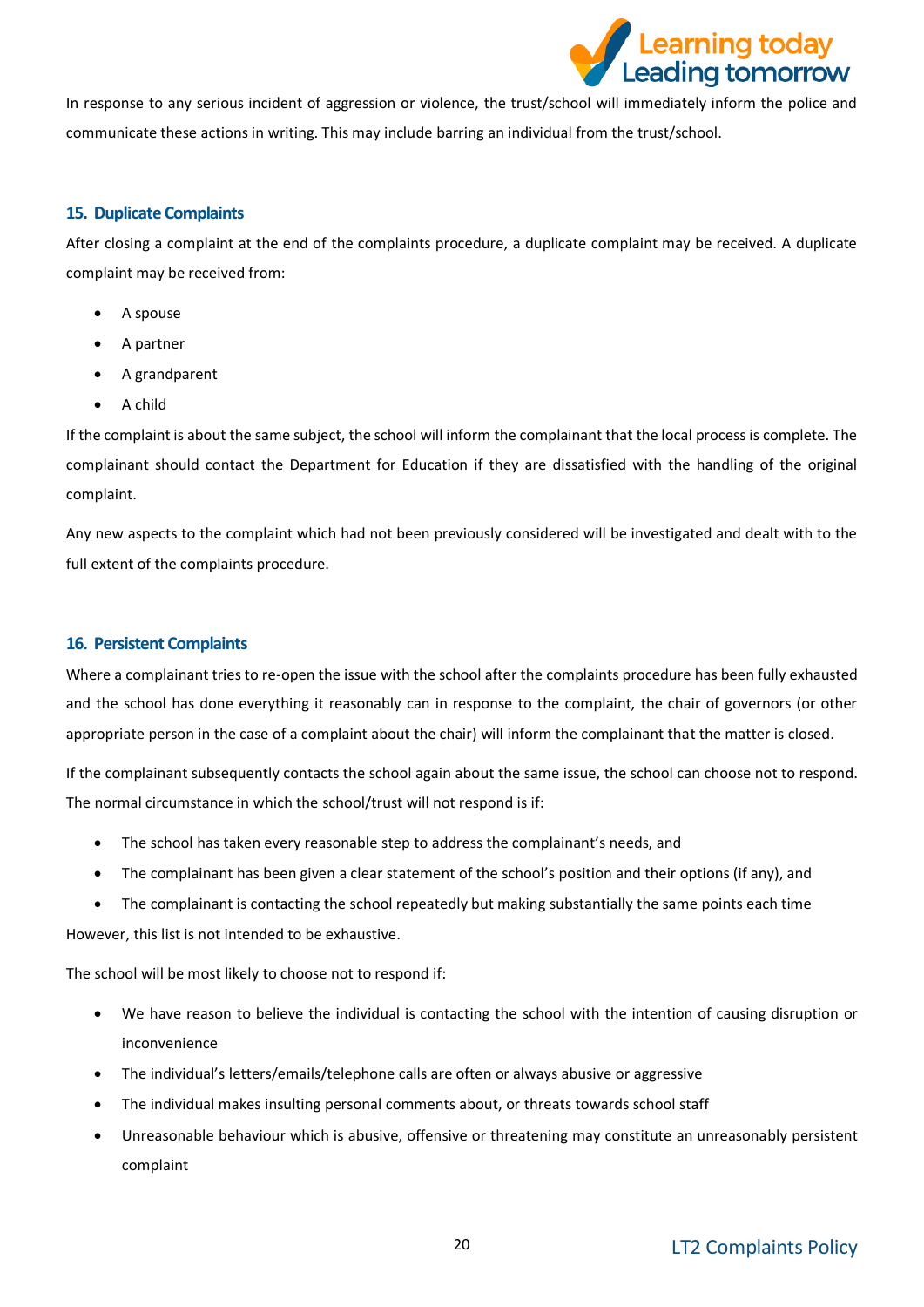In response to any serious incident of aggression or violence, the trust/school will immediately inform the police and communicate these actions in writing. This may include barring an individual from the trust/school.

## 15. Duplicate Complaints

After closing a complaint at the end of the complaints procedure, a duplicate complaint may be received. A duplicate complaint may be received from:

- A spouse
- A partner
- A grandparent
- A child

If the complaint is about the same subject, the school will inform the complainant that the local process is complete. The complainant should contact the Department for Education if they are dissatisfied with the handling of the original complaint.

Any new aspects to the complaint which had not been previously considered will be investigated and dealt with to the full extent of the complaints procedure.

## 16. Persistent Complaints

Where a complainant tries to re-open the issue with the school after the complaints procedure has been fully exhausted and the school has done everything it reasonably can in response to the complaint, the chair of governors (or other appropriate person in the case of a complaint about the chair) will inform the complainant that the matter is closed.

If the complainant subsequently contacts the school again about the same issue, the school can choose not to respond. The normal circumstance in which the school/trust will not respond is if:

- The school has taken every reasonable step to address the complainant's needs, and
- The complainant has been given a clear statement of the school's position and their options (if any), and
- The complainant is contacting the school repeatedly but making substantially the same points each time

However, this list is not intended to be exhaustive.

The school will be most likely to choose not to respond if:

- We have reason to believe the individual is contacting the school with the intention of causing disruption or inconvenience
- The individual's letters/emails/telephone calls are often or always abusive or aggressive
- The individual makes insulting personal comments about, or threats towards school staff
- Unreasonable behaviour which is abusive, offensive or threatening may constitute an unreasonably persistent complaint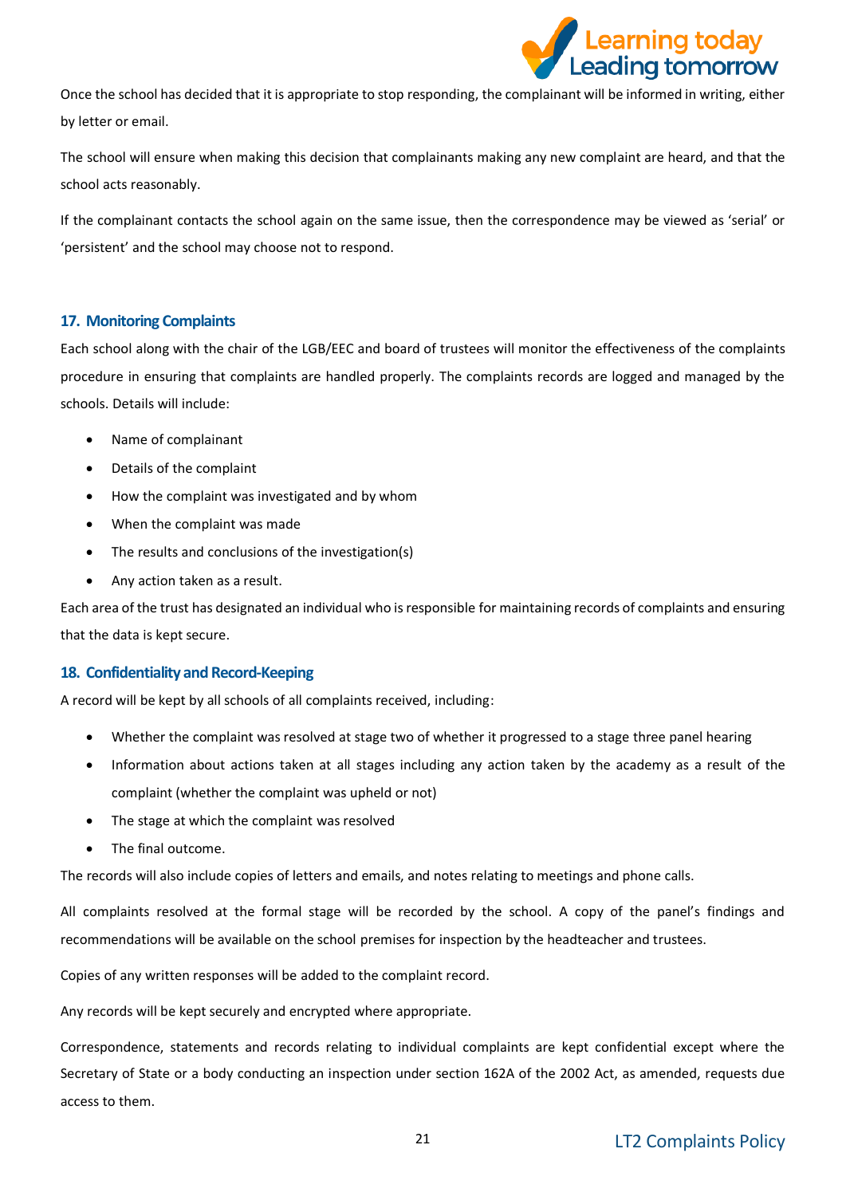Once the school has decided that it is appropriate to stop responding, the complainant will be informed in writing, either by letter or email.

The school will ensure when making this decision that complainants making any new complaint are heard, and that the school acts reasonably.

If the complainant contacts the school again on the same issue, then the correspondence may be viewed as 'serial' or 'persistent' and the school may choose not to respond.

## 17. Monitoring Complaints

Each school along with the chair of the LGB/EEC and board of trustees will monitor the effectiveness of the complaints procedure in ensuring that complaints are handled properly. The complaints records are logged and managed by the schools. Details will include:

- Name of complainant
- Details of the complaint
- How the complaint was investigated and by whom
- When the complaint was made
- The results and conclusions of the investigation(s)
- Any action taken as a result.

Each area of the trust has designated an individual who is responsible for maintaining records of complaints and ensuring that the data is kept secure.

## 18. Confidentiality and Record-Keeping

A record will be kept by all schools of all complaints received, including:

- Whether the complaint was resolved at stage two of whether it progressed to a stage three panel hearing
- Information about actions taken at all stages including any action taken by the academy as a result of the complaint (whether the complaint was upheld or not)
- The stage at which the complaint was resolved
- The final outcome.

The records will also include copies of letters and emails, and notes relating to meetings and phone calls.

All complaints resolved at the formal stage will be recorded by the school. A copy of the panel's findings and recommendations will be available on the school premises for inspection by the headteacher and trustees.

Copies of any written responses will be added to the complaint record.

Any records will be kept securely and encrypted where appropriate.

Correspondence, statements and records relating to individual complaints are kept confidential except where the Secretary of State or a body conducting an inspection under section 162A of the 2002 Act, as amended, requests due access to them.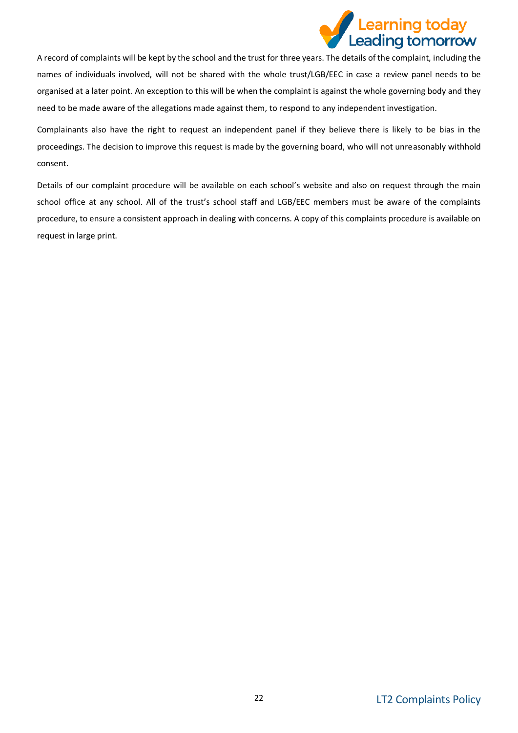A record of complaints will be kept by the school and the trust for three years. The details of the complaint, including the names of individuals involved, will not be shared with the whole trust/LGB/EEC in case a review panel needs to be organised at a later point. An exception to this will be when the complaint is against the whole governing body and they need to be made aware of the allegations made against them, to respond to any independent investigation.

Complainants also have the right to request an independent panel if they believe there is likely to be bias in the proceedings. The decision to improve this request is made by the governing board, who will not unreasonably withhold consent.

Details of our complaint procedure will be available on each school's website and also on request through the main school office at any school. All of the trust's school staff and LGB/EEC members must be aware of the complaints procedure, to ensure a consistent approach in dealing with concerns. A copy of this complaints procedure is available on request in large print.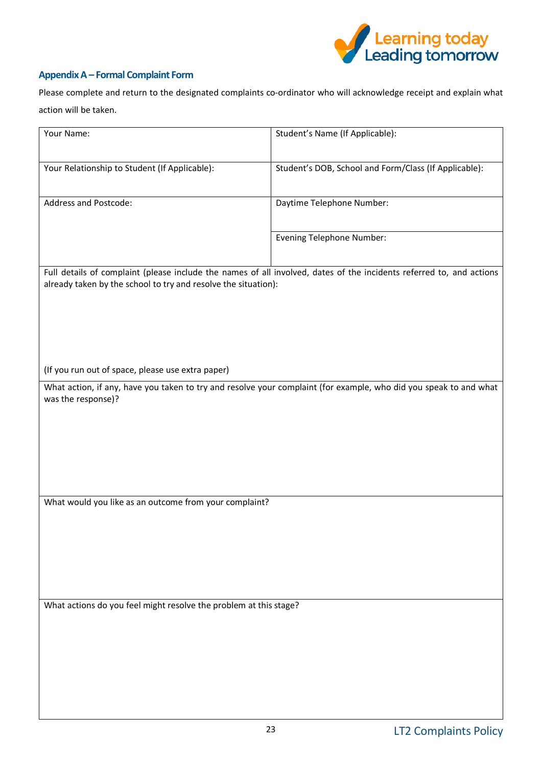## Appendix A – Formal Complaint Form

Please complete and return to the designated complaints co-ordinator who will acknowledge receipt and explain what action will be taken.

| Your Name: | Student's Name (If Applicable): |
|---|---|
| Your Relationship to Student (If Applicable): | Student's DOB, School and Form/Class (If Applicable): |
| Address and Postcode: | Daytime Telephone Number: |
| | Evening Telephone Number: |

| Full details of complaint (please include the names of all involved, dates of the incidents referred to, and actions already taken by the school to try and resolve the situation): |
|---|
| (If you run out of space, please use extra paper) |
| What action, if any, have you taken to try and resolve your complaint (for example, who did you speak to and what was the response)? |
| What would you like as an outcome from your complaint? |
| What actions do you feel might resolve the problem at this stage? |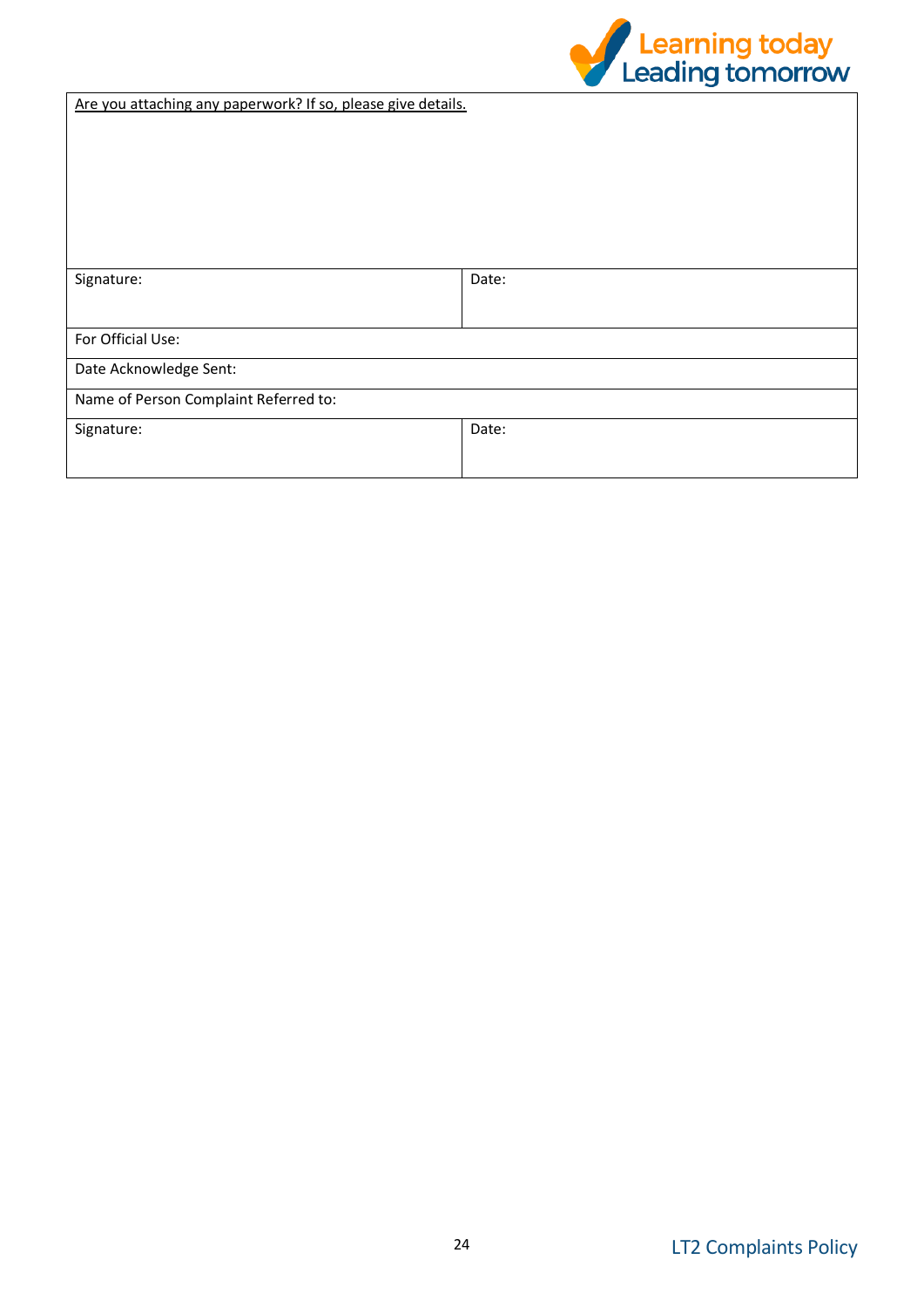| Are you attaching any paperwork? If so, please give details. | |
|---|---|
| | |
| Signature: | Date: |
| For Official Use: | |
| Date Acknowledge Sent: | |
| Name of Person Complaint Referred to: | |
| Signature: | Date: |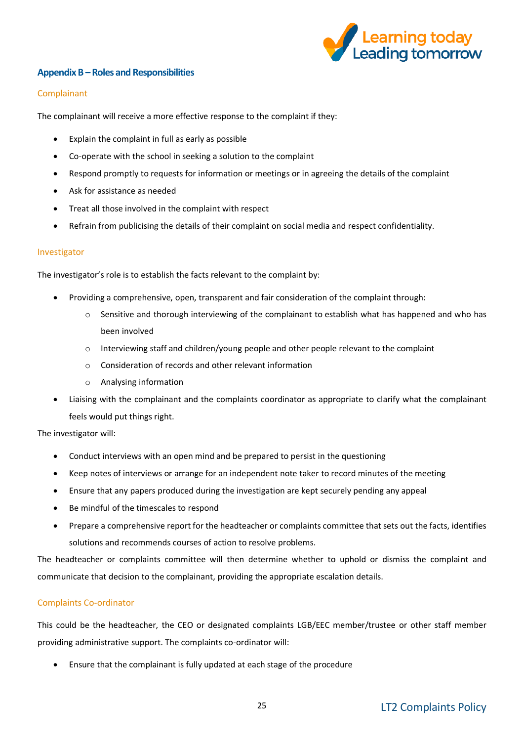## Appendix B – Roles and Responsibilities

### Complainant

The complainant will receive a more effective response to the complaint if they:

- Explain the complaint in full as early as possible
- Co-operate with the school in seeking a solution to the complaint
- Respond promptly to requests for information or meetings or in agreeing the details of the complaint
- Ask for assistance as needed
- Treat all those involved in the complaint with respect
- Refrain from publicising the details of their complaint on social media and respect confidentiality.

### Investigator

The investigator's role is to establish the facts relevant to the complaint by:

- Providing a comprehensive, open, transparent and fair consideration of the complaint through:
  - Sensitive and thorough interviewing of the complainant to establish what has happened and who has been involved
  - Interviewing staff and children/young people and other people relevant to the complaint
  - Consideration of records and other relevant information
  - Analysing information
- Liaising with the complainant and the complaints coordinator as appropriate to clarify what the complainant feels would put things right.

The investigator will:

- Conduct interviews with an open mind and be prepared to persist in the questioning
- Keep notes of interviews or arrange for an independent note taker to record minutes of the meeting
- Ensure that any papers produced during the investigation are kept securely pending any appeal
- Be mindful of the timescales to respond
- Prepare a comprehensive report for the headteacher or complaints committee that sets out the facts, identifies solutions and recommends courses of action to resolve problems.

The headteacher or complaints committee will then determine whether to uphold or dismiss the complaint and communicate that decision to the complainant, providing the appropriate escalation details.

### Complaints Co-ordinator

This could be the headteacher, the CEO or designated complaints LGB/EEC member/trustee or other staff member providing administrative support. The complaints co-ordinator will:

- Ensure that the complainant is fully updated at each stage of the procedure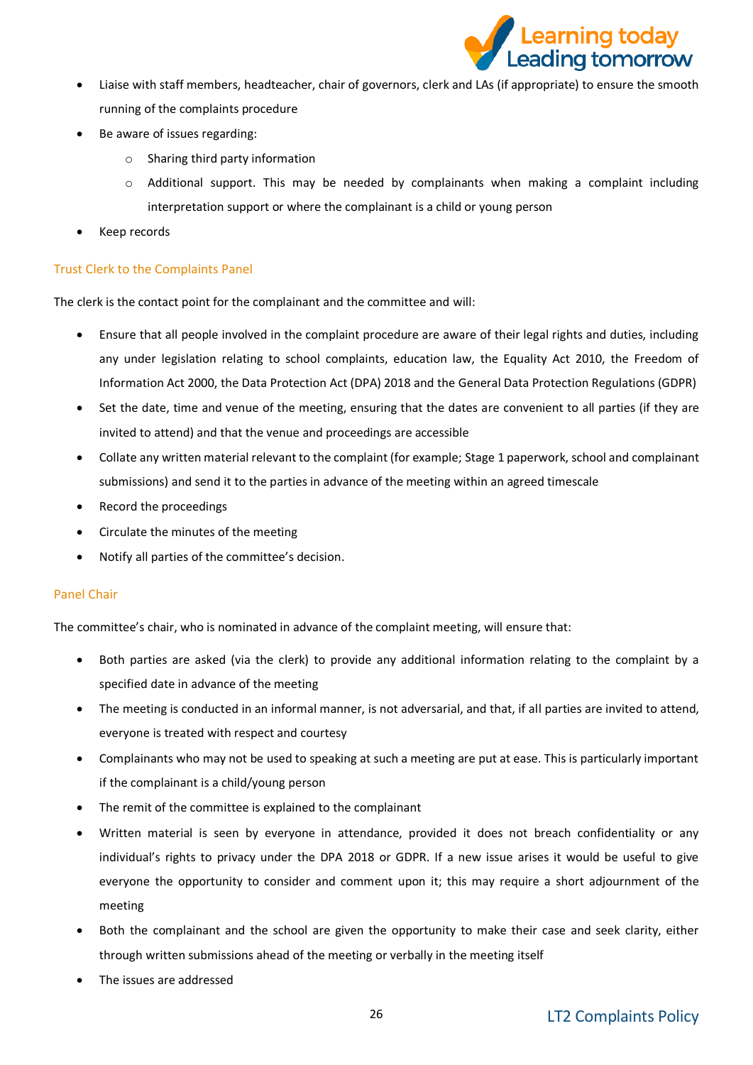- Liaise with staff members, headteacher, chair of governors, clerk and LAs (if appropriate) to ensure the smooth running of the complaints procedure
- Be aware of issues regarding:
    - Sharing third party information
    - Additional support. This may be needed by complainants when making a complaint including interpretation support or where the complainant is a child or young person
- Keep records

### Trust Clerk to the Complaints Panel

The clerk is the contact point for the complainant and the committee and will:

- Ensure that all people involved in the complaint procedure are aware of their legal rights and duties, including any under legislation relating to school complaints, education law, the Equality Act 2010, the Freedom of Information Act 2000, the Data Protection Act (DPA) 2018 and the General Data Protection Regulations (GDPR)
- Set the date, time and venue of the meeting, ensuring that the dates are convenient to all parties (if they are invited to attend) and that the venue and proceedings are accessible
- Collate any written material relevant to the complaint (for example; Stage 1 paperwork, school and complainant submissions) and send it to the parties in advance of the meeting within an agreed timescale
- Record the proceedings
- Circulate the minutes of the meeting
- Notify all parties of the committee's decision.

### Panel Chair

The committee's chair, who is nominated in advance of the complaint meeting, will ensure that:

- Both parties are asked (via the clerk) to provide any additional information relating to the complaint by a specified date in advance of the meeting
- The meeting is conducted in an informal manner, is not adversarial, and that, if all parties are invited to attend, everyone is treated with respect and courtesy
- Complainants who may not be used to speaking at such a meeting are put at ease. This is particularly important if the complainant is a child/young person
- The remit of the committee is explained to the complainant
- Written material is seen by everyone in attendance, provided it does not breach confidentiality or any individual's rights to privacy under the DPA 2018 or GDPR. If a new issue arises it would be useful to give everyone the opportunity to consider and comment upon it; this may require a short adjournment of the meeting
- Both the complainant and the school are given the opportunity to make their case and seek clarity, either through written submissions ahead of the meeting or verbally in the meeting itself
- The issues are addressed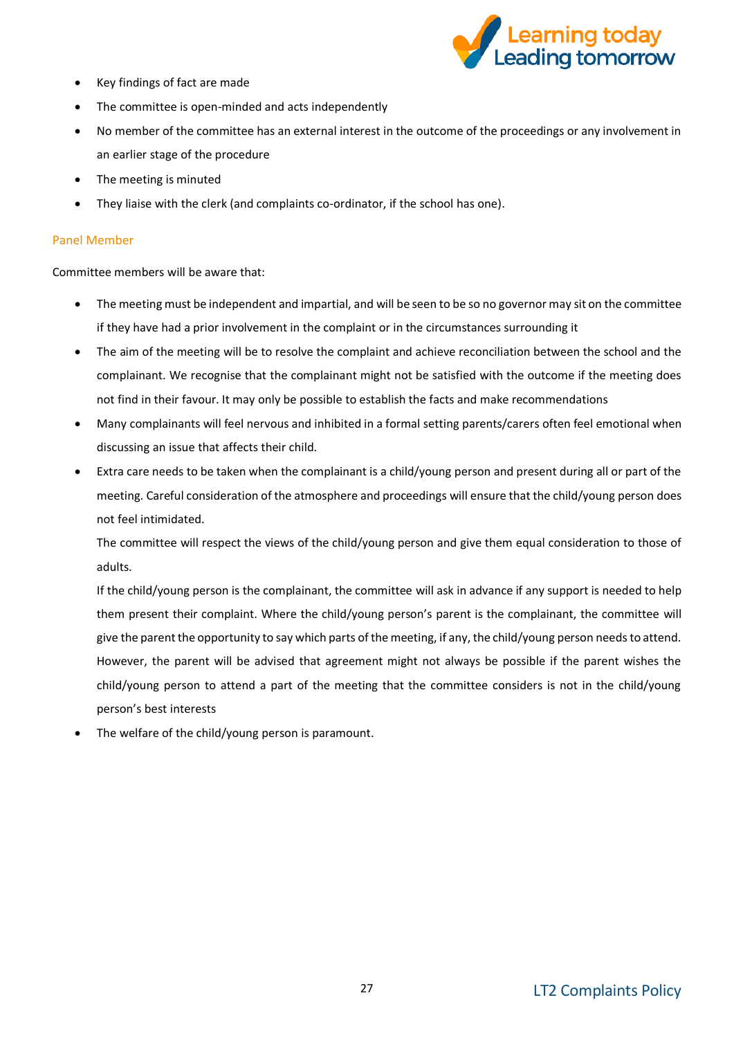- Key findings of fact are made
- The committee is open-minded and acts independently
- No member of the committee has an external interest in the outcome of the proceedings or any involvement in an earlier stage of the procedure
- The meeting is minuted
- They liaise with the clerk (and complaints co-ordinator, if the school has one).

### Panel Member

Committee members will be aware that:

- The meeting must be independent and impartial, and will be seen to be so no governor may sit on the committee if they have had a prior involvement in the complaint or in the circumstances surrounding it
- The aim of the meeting will be to resolve the complaint and achieve reconciliation between the school and the complainant. We recognise that the complainant might not be satisfied with the outcome if the meeting does not find in their favour. It may only be possible to establish the facts and make recommendations
- Many complainants will feel nervous and inhibited in a formal setting parents/carers often feel emotional when discussing an issue that affects their child.
- Extra care needs to be taken when the complainant is a child/young person and present during all or part of the meeting. Careful consideration of the atmosphere and proceedings will ensure that the child/young person does not feel intimidated.

  The committee will respect the views of the child/young person and give them equal consideration to those of adults.

  If the child/young person is the complainant, the committee will ask in advance if any support is needed to help them present their complaint. Where the child/young person's parent is the complainant, the committee will give the parent the opportunity to say which parts of the meeting, if any, the child/young person needs to attend. However, the parent will be advised that agreement might not always be possible if the parent wishes the child/young person to attend a part of the meeting that the committee considers is not in the child/young person's best interests
- The welfare of the child/young person is paramount.